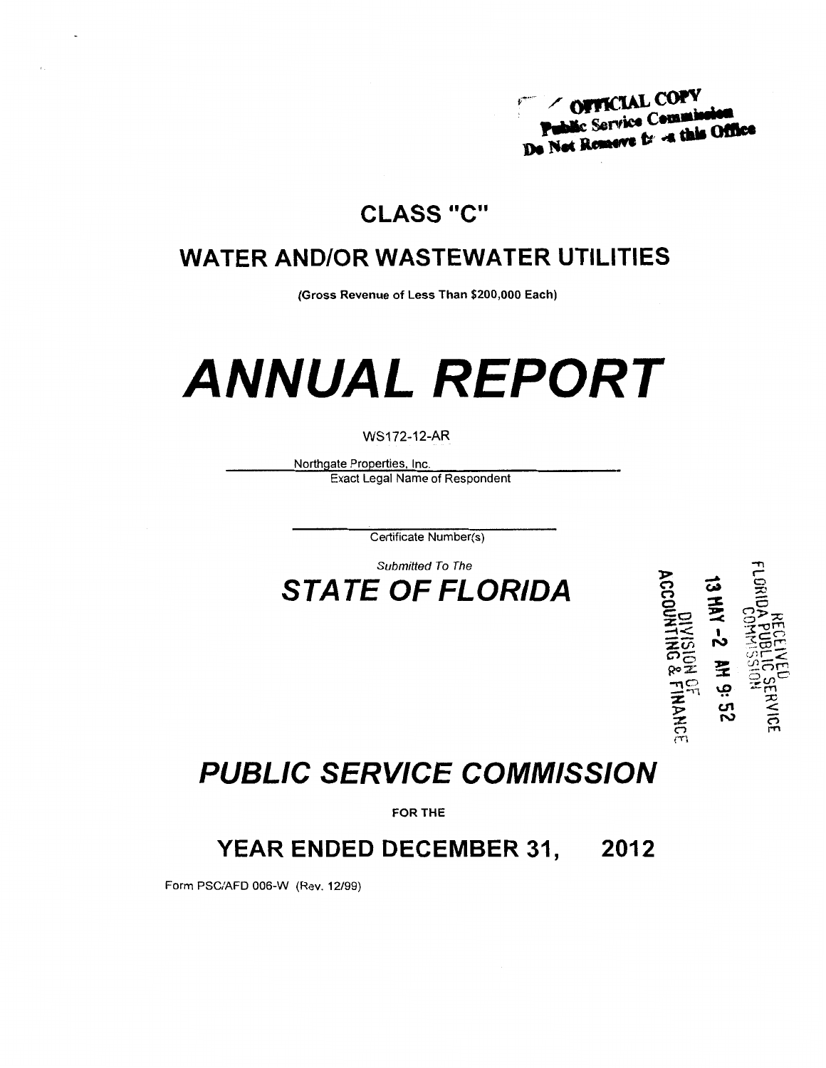OFFICIAL COPY
Public Service Commission
Do Not Remove from this Office

# CLASS "C"

## WATER AND/OR WASTEWATER UTILITIES

(Gross Revenue of Less Than $200,000 Each)

# ANNUAL REPORT

WS172-12-AR

Northgate Properties, Inc.
Exact Legal Name of Respondent

Certificate Number(s)

*Submitted To The*

## *STATE OF FLORIDA*

RECEIVED
FLORIDA PUBLIC SERVICE COMMISSION
13 MAY -2 AM 9:52
DIVISION OF ACCOUNTING & FINANCE

## *PUBLIC SERVICE COMMISSION*

FOR THE

## YEAR ENDED DECEMBER 31, 2012

Form PSC/AFD 006-W (Rev. 12/99)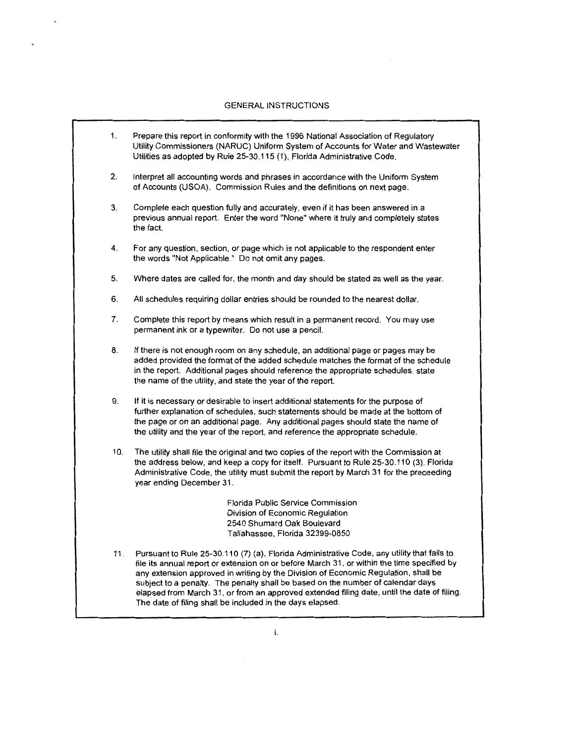# GENERAL INSTRUCTIONS

1. Prepare this report in conformity with the 1996 National Association of Regulatory Utility Commissioners (NARUC) Uniform System of Accounts for Water and Wastewater Utilities as adopted by Rule 25-30.115 (1), Florida Administrative Code.

2. Interpret all accounting words and phrases in accordance with the Uniform System of Accounts (USOA). Commission Rules and the definitions on next page.

3. Complete each question fully and accurately, even if it has been answered in a previous annual report. Enter the word "None" where it truly and completely states the fact.

4. For any question, section, or page which is not applicable to the respondent enter the words "Not Applicable." Do not omit any pages.

5. Where dates are called for, the month and day should be stated as well as the year.

6. All schedules requiring dollar entries should be rounded to the nearest dollar.

7. Complete this report by means which result in a permanent record. You may use permanent ink or a typewriter. Do not use a pencil.

8. If there is not enough room on any schedule, an additional page or pages may be added provided the format of the added schedule matches the format of the schedule in the report. Additional pages should reference the appropriate schedules, state the name of the utility, and state the year of the report.

9. If it is necessary or desirable to insert additional statements for the purpose of further explanation of schedules, such statements should be made at the bottom of the page or on an additional page. Any additional pages should state the name of the utility and the year of the report, and reference the appropriate schedule.

10. The utility shall file the original and two copies of the report with the Commission at the address below, and keep a copy for itself. Pursuant to Rule 25-30.110 (3), Florida Administrative Code, the utility must submit the report by March 31 for the preceeding year ending December 31.

    Florida Public Service Commission
    Division of Economic Regulation
    2540 Shumard Oak Boulevard
    Tallahassee, Florida 32399-0850

11. Pursuant to Rule 25-30.110 (7) (a), Florida Administrative Code, any utility that fails to file its annual report or extension on or before March 31, or within the time specified by any extension approved in writing by the Division of Economic Regulation, shall be subject to a penalty. The penalty shall be based on the number of calendar days elapsed from March 31, or from an approved extended filing date, until the date of filing. The date of filing shall be included in the days elapsed.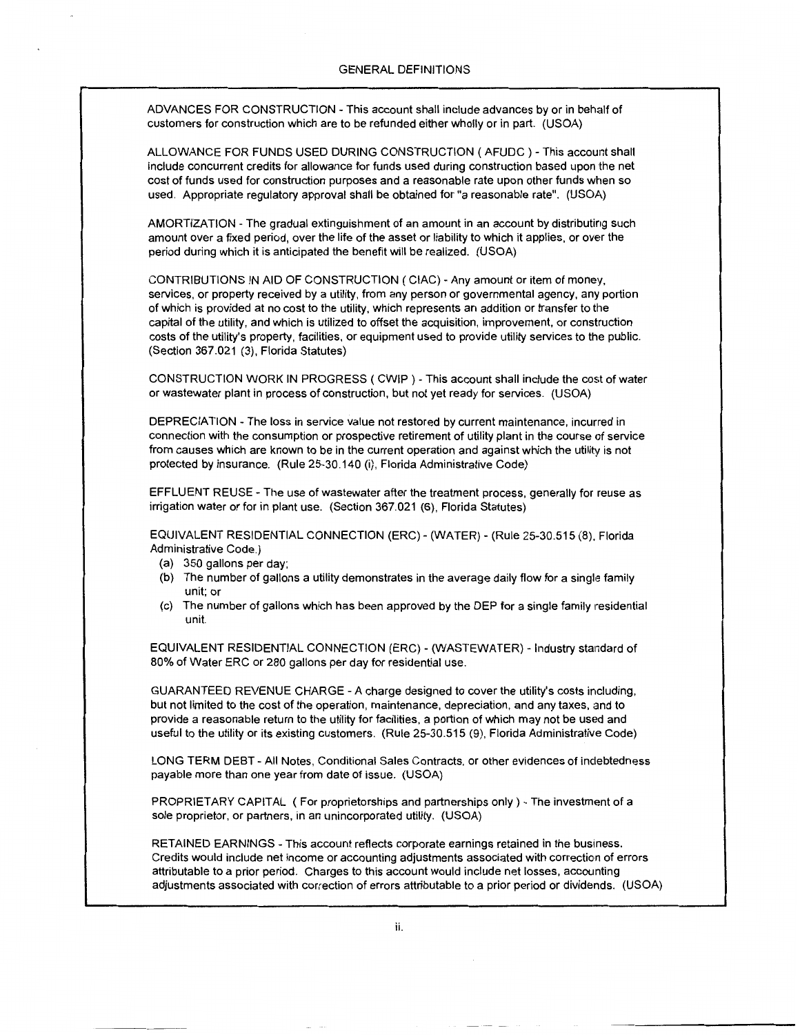# GENERAL DEFINITIONS

ADVANCES FOR CONSTRUCTION - This account shall include advances by or in behalf of customers for construction which are to be refunded either wholly or in part. (USOA)

ALLOWANCE FOR FUNDS USED DURING CONSTRUCTION ( AFUDC ) - This account shall include concurrent credits for allowance for funds used during construction based upon the net cost of funds used for construction purposes and a reasonable rate upon other funds when so used. Appropriate regulatory approval shall be obtained for "a reasonable rate". (USOA)

AMORTIZATION - The gradual extinguishment of an amount in an account by distributing such amount over a fixed period, over the life of the asset or liability to which it applies, or over the period during which it is anticipated the benefit will be realized. (USOA)

CONTRIBUTIONS IN AID OF CONSTRUCTION ( CIAC) - Any amount or item of money, services, or property received by a utility, from any person or governmental agency, any portion of which is provided at no cost to the utility, which represents an addition or transfer to the capital of the utility, and which is utilized to offset the acquisition, improvement, or construction costs of the utility's property, facilities, or equipment used to provide utility services to the public. (Section 367.021 (3), Florida Statutes)

CONSTRUCTION WORK IN PROGRESS ( CWIP ) - This account shall include the cost of water or wastewater plant in process of construction, but not yet ready for services. (USOA)

DEPRECIATION - The loss in service value not restored by current maintenance, incurred in connection with the consumption or prospective retirement of utility plant in the course of service from causes which are known to be in the current operation and against which the utility is not protected by insurance. (Rule 25-30.140 (i), Florida Administrative Code)

EFFLUENT REUSE - The use of wastewater after the treatment process, generally for reuse as irrigation water or for in plant use. (Section 367.021 (6), Florida Statutes)

EQUIVALENT RESIDENTIAL CONNECTION (ERC) - (WATER) - (Rule 25-30.515 (8), Florida Administrative Code.)

(a) 350 gallons per day;
(b) The number of gallons a utility demonstrates in the average daily flow for a single family unit; or
(c) The number of gallons which has been approved by the DEP for a single family residential unit.

EQUIVALENT RESIDENTIAL CONNECTION (ERC) - (WASTEWATER) - Industry standard of 80% of Water ERC or 280 gallons per day for residential use.

GUARANTEED REVENUE CHARGE - A charge designed to cover the utility's costs including, but not limited to the cost of the operation, maintenance, depreciation, and any taxes, and to provide a reasonable return to the utility for facilities, a portion of which may not be used and useful to the utility or its existing customers. (Rule 25-30.515 (9), Florida Administrative Code)

LONG TERM DEBT - All Notes, Conditional Sales Contracts, or other evidences of indebtedness payable more than one year from date of issue. (USOA)

PROPRIETARY CAPITAL ( For proprietorships and partnerships only ) - The investment of a sole proprietor, or partners, in an unincorporated utility. (USOA)

RETAINED EARNINGS - This account reflects corporate earnings retained in the business. Credits would include net income or accounting adjustments associated with correction of errors attributable to a prior period. Charges to this account would include net losses, accounting adjustments associated with correction of errors attributable to a prior period or dividends. (USOA)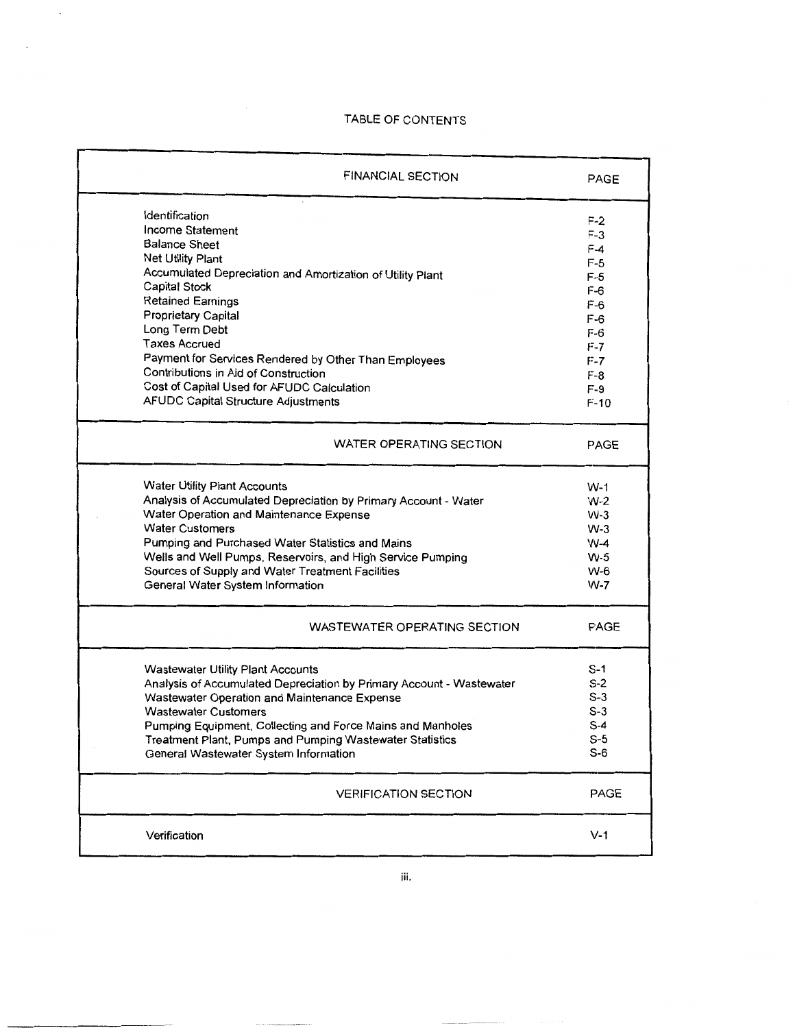# TABLE OF CONTENTS

| FINANCIAL SECTION | PAGE |
| --- | --- |
| Identification | F-2 |
| Income Statement | F-3 |
| Balance Sheet | F-4 |
| Net Utility Plant | F-5 |
| Accumulated Depreciation and Amortization of Utility Plant | F-5 |
| Capital Stock | F-6 |
| Retained Earnings | F-6 |
| Proprietary Capital | F-6 |
| Long Term Debt | F-6 |
| Taxes Accrued | F-7 |
| Payment for Services Rendered by Other Than Employees | F-7 |
| Contributions in Aid of Construction | F-8 |
| Cost of Capital Used for AFUDC Calculation | F-9 |
| AFUDC Capital Structure Adjustments | F-10 |

| WATER OPERATING SECTION | PAGE |
| --- | --- |
| Water Utility Plant Accounts | W-1 |
| Analysis of Accumulated Depreciation by Primary Account - Water | W-2 |
| Water Operation and Maintenance Expense | W-3 |
| Water Customers | W-3 |
| Pumping and Purchased Water Statistics and Mains | W-4 |
| Wells and Well Pumps, Reservoirs, and High Service Pumping | W-5 |
| Sources of Supply and Water Treatment Facilities | W-6 |
| General Water System Information | W-7 |

| WASTEWATER OPERATING SECTION | PAGE |
| --- | --- |
| Wastewater Utility Plant Accounts | S-1 |
| Analysis of Accumulated Depreciation by Primary Account - Wastewater | S-2 |
| Wastewater Operation and Maintenance Expense | S-3 |
| Wastewater Customers | S-3 |
| Pumping Equipment, Collecting and Force Mains and Manholes | S-4 |
| Treatment Plant, Pumps and Pumping Wastewater Statistics | S-5 |
| General Wastewater System Information | S-6 |

| VERIFICATION SECTION | PAGE |
| --- | --- |
| Verification | V-1 |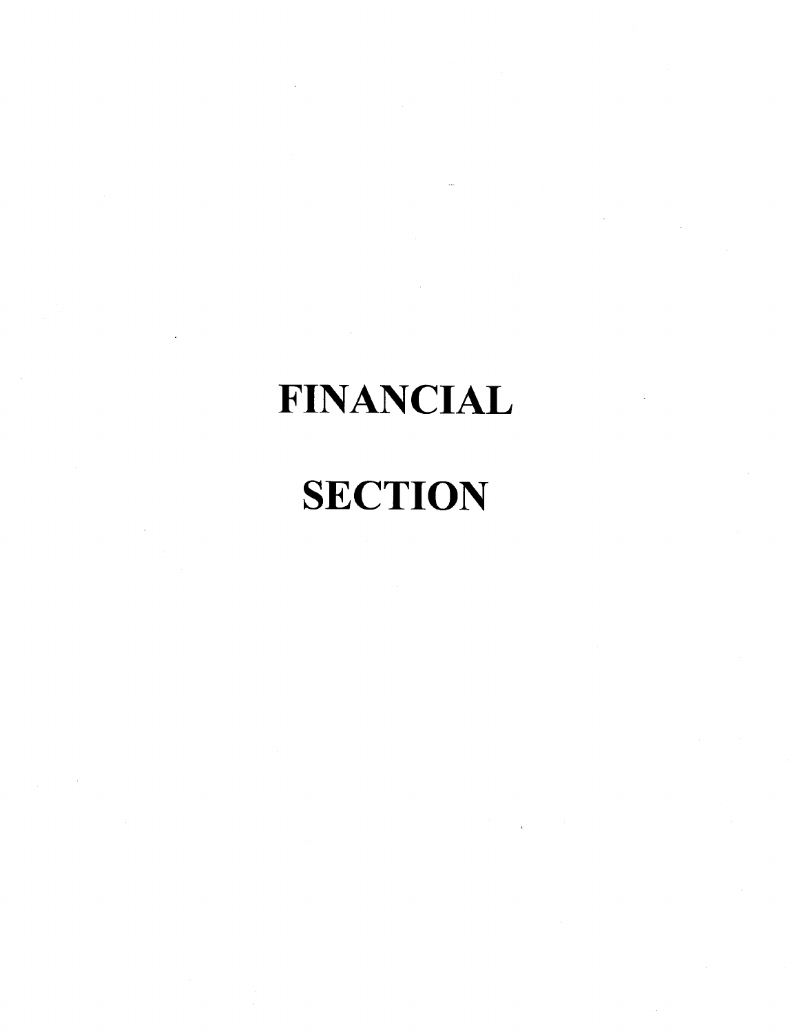# FINANCIAL SECTION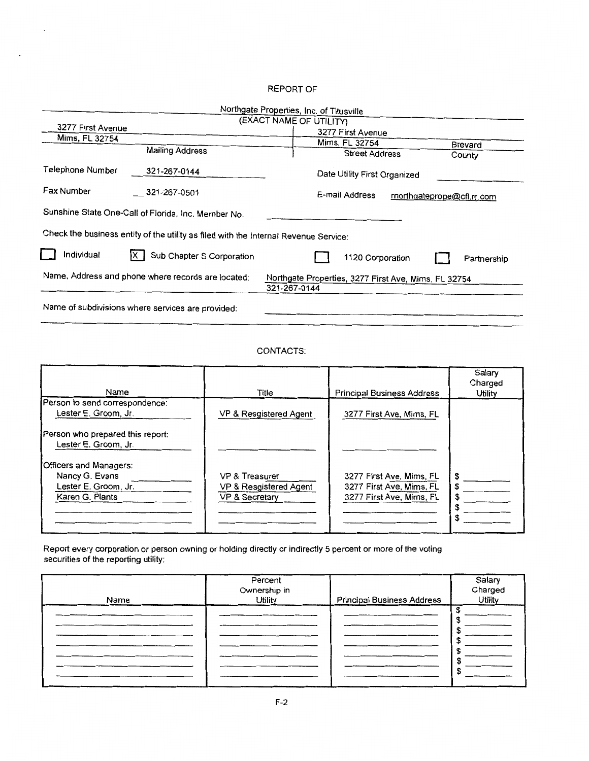# REPORT OF

Northgate Properties, Inc. of Titusville
(EXACT NAME OF UTILITY)

| Mailing Address | Street Address | County |
|---|---|---|
| 3277 First Avenue<br>Mims, FL 32754 | 3277 First Avenue<br>Mims, FL 32754 | Brevard |

Telephone Number: 321-267-0144

Date Utility First Organized: ____________

Fax Number: 321-267-0501

E-mail Address: rnorthgateprope@cfl.rr.com

Sunshine State One-Call of Florida, Inc. Member No. ____________

Check the business entity of the utility as filed with the Internal Revenue Service:

- [ ] Individual
- [X] Sub Chapter S Corporation
- [ ] 1120 Corporation
- [ ] Partnership

Name, Address and phone where records are located: Northgate Properties, 3277 First Ave, Mims, FL 32754 321-267-0144

Name of subdivisions where services are provided: ____________

## CONTACTS:

| Name | Title | Principal Business Address | Salary Charged Utility |
|---|---|---|---|
| Person to send correspondence: | | | |
| Lester E. Groom, Jr. | VP & Resgistered Agent | 3277 First Ave, Mims, FL | |
| Person who prepared this report: | | | |
| Lester E. Groom, Jr. | | | |
| Officers and Managers: | | | |
| Nancy G. Evans | VP & Treasurer | 3277 First Ave, Mims, FL | $ |
| Lester E. Groom, Jr. | VP & Resgistered Agent | 3277 First Ave, Mims, FL | $ |
| Karen G. Plants | VP & Secretary | 3277 First Ave, Mims, FL | $ |
| | | | $ |
| | | | $ |

Report every corporation or person owning or holding directly or indirectly 5 percent or more of the voting securities of the reporting utility:

| Name | Percent Ownership in Utility | Principal Business Address | Salary Charged Utility |
|---|---|---|---|
| | | | $ |
| | | | $ |
| | | | $ |
| | | | $ |
| | | | $ |
| | | | $ |
| | | | $ |

F-2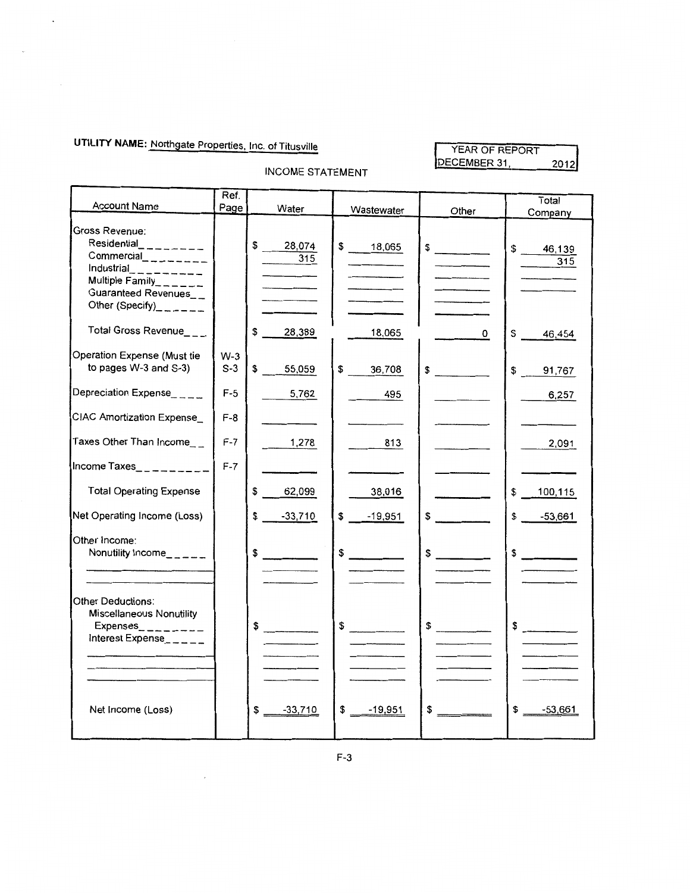**UTILITY NAME:** Northgate Properties, Inc. of Titusville

YEAR OF REPORT DECEMBER 31, 2012

INCOME STATEMENT

| Account Name | Ref. Page | Water | Wastewater | Other | Total Company |
|---|---|---|---|---|---|
| Gross Revenue: | | | | | |
| Residential | | $ 28,074 | $ 18,065 | $ | $ 46,139 |
| Commercial | | 315 | | | 315 |
| Industrial | | | | | |
| Multiple Family | | | | | |
| Guaranteed Revenues | | | | | |
| Other (Specify) | | | | | |
| Total Gross Revenue | | $ 28,389 | 18,065 | 0 | $ 46,454 |
| Operation Expense (Must tie to pages W-3 and S-3) | W-3 S-3 | $ 55,059 | $ 36,708 | $ | $ 91,767 |
| Depreciation Expense | F-5 | 5,762 | 495 | | 6,257 |
| CIAC Amortization Expense | F-8 | | | | |
| Taxes Other Than Income | F-7 | 1,278 | 813 | | 2,091 |
| Income Taxes | F-7 | | | | |
| Total Operating Expense | | $ 62,099 | 38,016 | | $ 100,115 |
| Net Operating Income (Loss) | | $ -33,710 | $ -19,951 | $ | $ -53,661 |
| Other Income: | | | | | |
| Nonutility Income | | $ | $ | $ | $ |
| | | | | | |
| | | | | | |
| Other Deductions: | | | | | |
| Miscellaneous Nonutility Expenses | | $ | $ | $ | $ |
| Interest Expense | | | | | |
| | | | | | |
| | | | | | |
| Net Income (Loss) | | $ -33,710 | $ -19,951 | $ | $ -53,661 |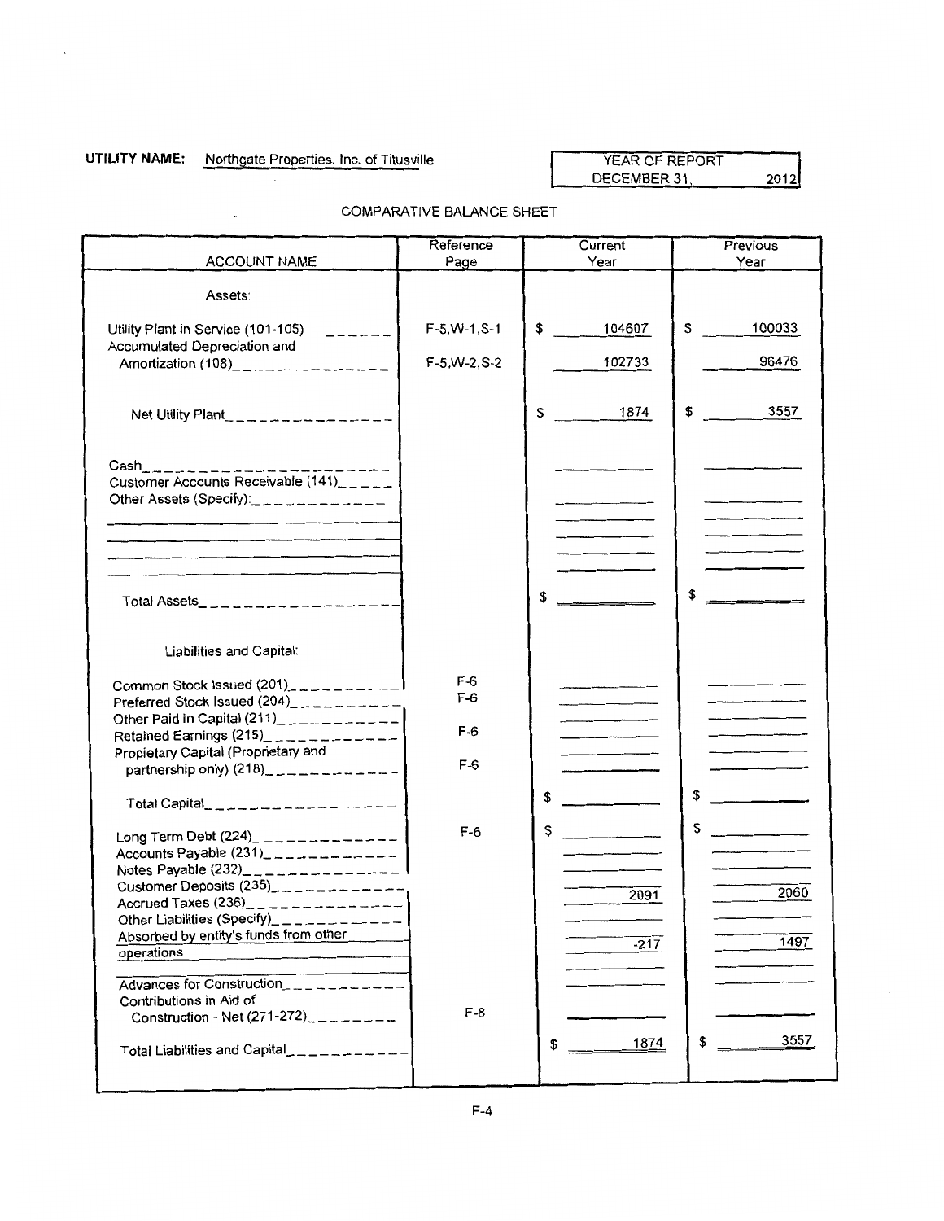**UTILITY NAME:** Northgate Properties, Inc. of Titusville

| YEAR OF REPORT |
|---|
| DECEMBER 31, 2012 |

COMPARATIVE BALANCE SHEET

| ACCOUNT NAME | Reference Page | Current Year | Previous Year |
|---|---|---|---|
| Assets: | | | |
| Utility Plant in Service (101-105) | F-5,W-1,S-1 | $ 104607 | $ 100033 |
| Accumulated Depreciation and Amortization (108) | F-5,W-2,S-2 | 102733 | 96476 |
| Net Utility Plant | | $ 1874 | $ 3557 |
| Cash | | | |
| Customer Accounts Receivable (141) | | | |
| Other Assets (Specify): | | | |
| | | | |
| | | | |
| | | | |
| | | | |
| Total Assets | | $ | $ |
| Liabilities and Capital: | | | |
| Common Stock Issued (201) | F-6 | | |
| Preferred Stock Issued (204) | F-6 | | |
| Other Paid in Capital (211) | | | |
| Retained Earnings (215) | F-6 | | |
| Propietary Capital (Proprietary and partnership only) (218) | F-6 | | |
| Total Capital | | $ | $ |
| Long Term Debt (224) | F-6 | $ | $ |
| Accounts Payable (231) | | | |
| Notes Payable (232) | | | |
| Customer Deposits (235) | | | |
| Accrued Taxes (236) | | 2091 | 2060 |
| Other Liabilities (Specify) | | | |
| Absorbed by entity's funds from other operations | | -217 | 1497 |
| | | | |
| Advances for Construction | | | |
| Contributions in Aid of Construction - Net (271-272) | F-8 | | |
| Total Liabilities and Capital | | $ 1874 | $ 3557 |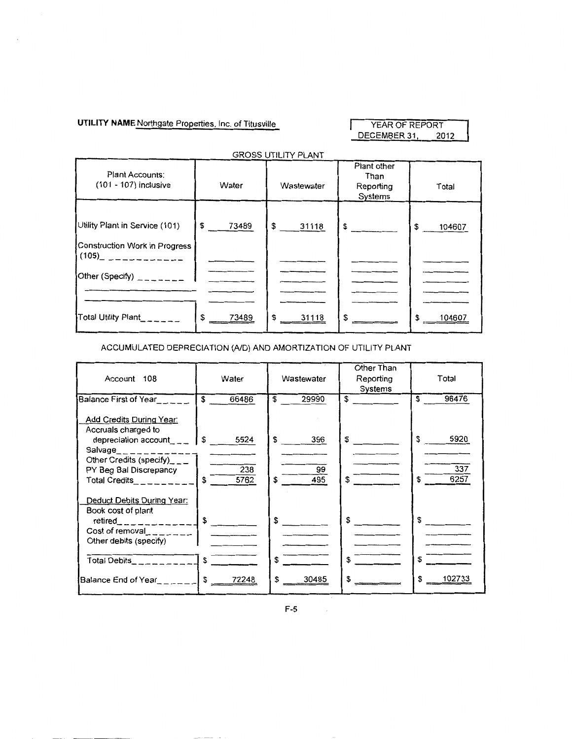**UTILITY NAME** Northgate Properties, Inc. of Titusville

YEAR OF REPORT
DECEMBER 31, 2012

## GROSS UTILITY PLANT

| Plant Accounts: (101 - 107) inclusive | Water | Wastewater | Plant other Than Reporting Systems | Total |
|---|---|---|---|---|
| Utility Plant in Service (101) | $ 73489 | $ 31118 | $ | $ 104607 |
| Construction Work in Progress (105) | | | | |
| Other (Specify) | | | | |
| | | | | |
| Total Utility Plant | $ 73489 | $ 31118 | $ | $ 104607 |

## ACCUMULATED DEPRECIATION (A/D) AND AMORTIZATION OF UTILITY PLANT

| Account 108 | Water | Wastewater | Other Than Reporting Systems | Total |
|---|---|---|---|---|
| Balance First of Year | $ 66486 | $ 29990 | $ | $ 96476 |
| Add Credits During Year: | | | | |
| Accruals charged to depreciation account | $ 5524 | $ 396 | $ | $ 5920 |
| Salvage | | | | |
| Other Credits (specify) | | | | |
| PY Beg Bal Discrepancy | 238 | 99 | | 337 |
| Total Credits | $ 5762 | $ 495 | $ | $ 6257 |
| Deduct Debits During Year: | | | | |
| Book cost of plant retired | $ | $ | $ | $ |
| Cost of removal | | | | |
| Other debits (specify) | | | | |
| Total Debits | $ | $ | $ | $ |
| Balance End of Year | $ 72248 | $ 30485 | $ | $ 102733 |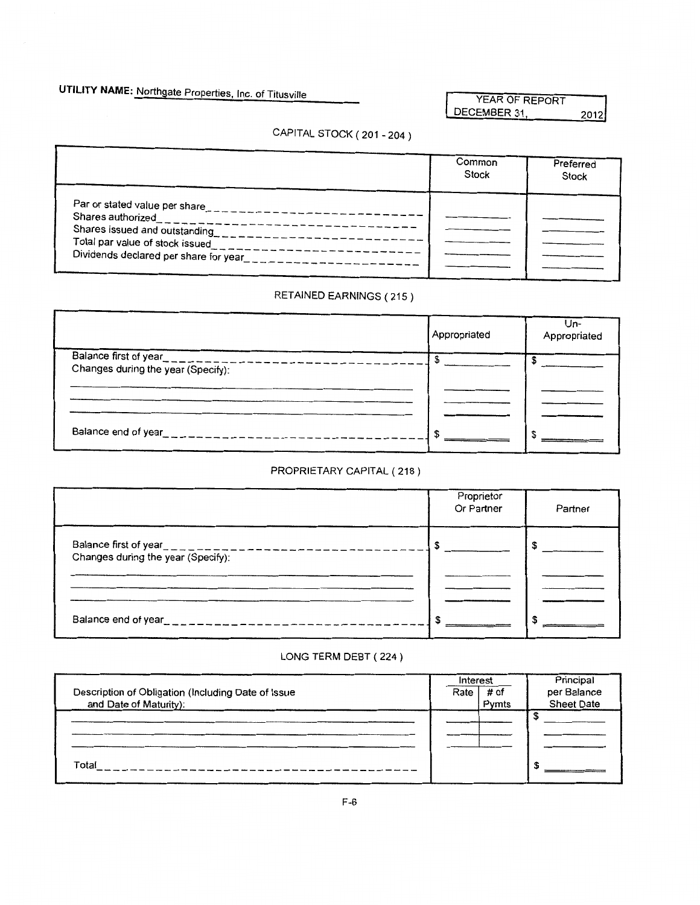**UTILITY NAME:** Northgate Properties, Inc. of Titusville

| YEAR OF REPORT |
|---|
| DECEMBER 31, 2012 |

## CAPITAL STOCK ( 201 - 204 )

| | Common Stock | Preferred Stock |
|---|---|---|
| Par or stated value per share | | |
| Shares authorized | | |
| Shares issued and outstanding | | |
| Total par value of stock issued | | |
| Dividends declared per share for year | | |

## RETAINED EARNINGS ( 215 )

| | Appropriated | Un-Appropriated |
|---|---|---|
| Balance first of year | $ | $ |
| Changes during the year (Specify): | | |
| | | |
| | | |
| | | |
| Balance end of year | $ | $ |

## PROPRIETARY CAPITAL ( 218 )

| | Proprietor Or Partner | Partner |
|---|---|---|
| Balance first of year | $ | $ |
| Changes during the year (Specify): | | |
| | | |
| | | |
| | | |
| Balance end of year | $ | $ |

## LONG TERM DEBT ( 224 )

| Description of Obligation (Including Date of Issue and Date of Maturity): | Interest Rate | Interest # of Pymts | Principal per Balance Sheet Date |
|---|---|---|---|
| | | | $ |
| | | | |
| | | | |
| Total | | | $ |

F-6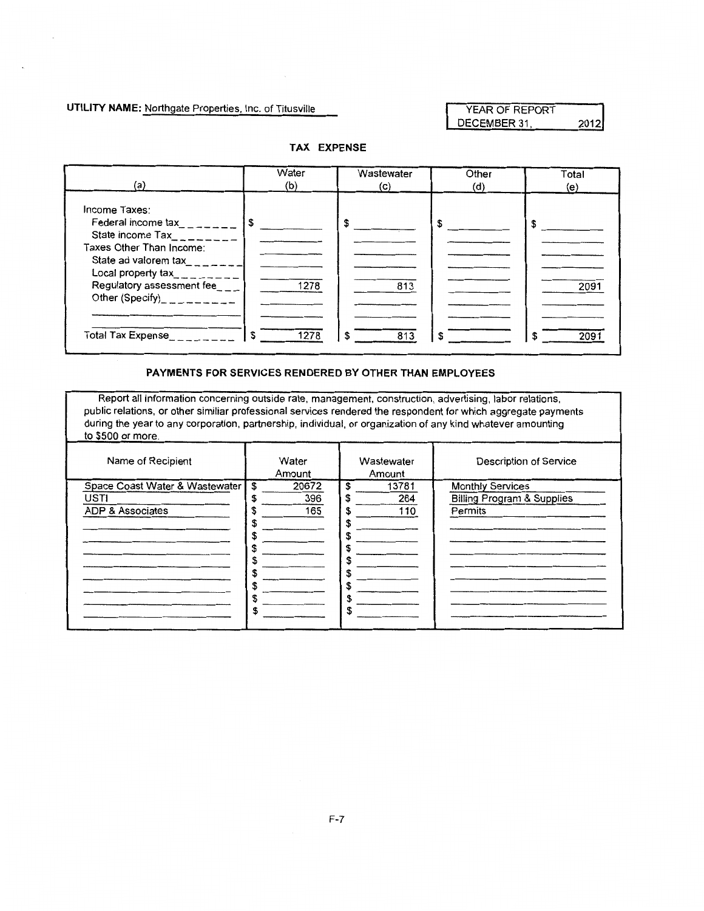**UTILITY NAME:** Northgate Properties, Inc. of Titusville

| YEAR OF REPORT | |
|---|---|
| DECEMBER 31, | 2012 |

## TAX EXPENSE

| (a) | Water (b) | Wastewater (c) | Other (d) | Total (e) |
|---|---|---|---|---|
| Income Taxes: | | | | |
| Federal income tax | $ | $ | $ | $ |
| State income Tax | | | | |
| Taxes Other Than Income: | | | | |
| State ad valorem tax | | | | |
| Local property tax | | | | |
| Regulatory assessment fee | 1278 | 813 | | 2091 |
| Other (Specify) | | | | |
| | | | | |
| Total Tax Expense | $ 1278 | $ 813 | $ | $ 2091 |

## PAYMENTS FOR SERVICES RENDERED BY OTHER THAN EMPLOYEES

Report all information concerning outside rate, management, construction, advertising, labor relations, public relations, or other similiar professional services rendered the respondent for which aggregate payments during the year to any corporation, partnership, individual, or organization of any kind whatever amounting to $500 or more.

| Name of Recipient | Water Amount | Wastewater Amount | Description of Service |
|---|---|---|---|
| Space Coast Water & Wastewater | $ 20672 | $ 13781 | Monthly Services |
| USTI | $ 396 | $ 264 | Billing Program & Supplies |
| ADP & Associates | $ 165 | $ 110 | Permits |
| | $ | $ | |
| | $ | $ | |
| | $ | $ | |
| | $ | $ | |
| | $ | $ | |
| | $ | $ | |
| | $ | $ | |
| | $ | $ | |

F-7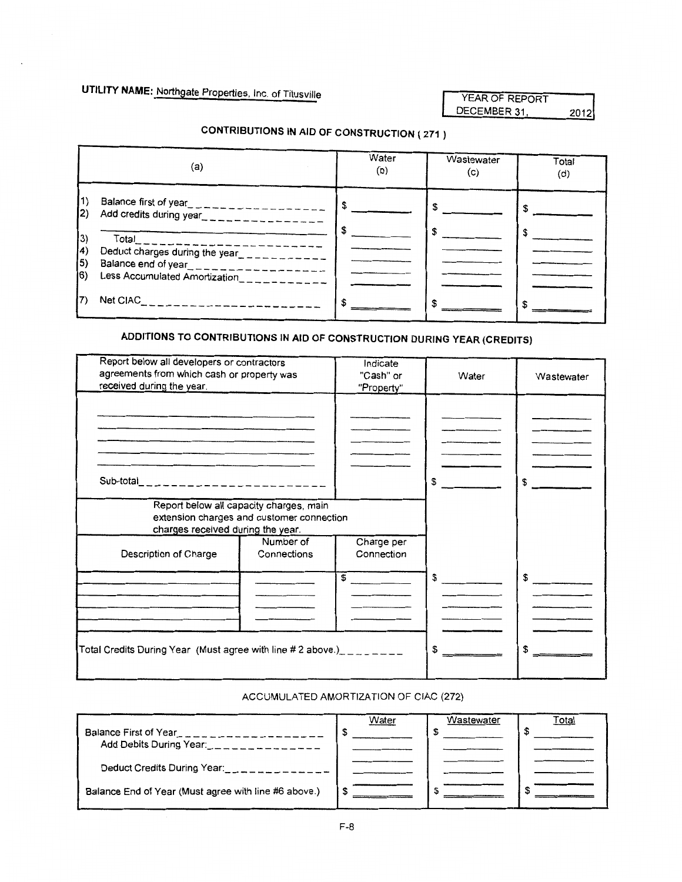**UTILITY NAME:** Northgate Properties, Inc. of Titusville

| YEAR OF REPORT |
|---|
| DECEMBER 31, 2012 |

## CONTRIBUTIONS IN AID OF CONSTRUCTION ( 271 )

| (a) | Water (b) | Wastewater (c) | Total (d) |
|---|---|---|---|
| 1) Balance first of year | $ | $ | $ |
| 2) Add credits during year | | | |
| 3) Total | $ | $ | $ |
| 4) Deduct charges during the year | | | |
| 5) Balance end of year | | | |
| 6) Less Accumulated Amortization | | | |
| 7) Net CIAC | $ | $ | $ |

## ADDITIONS TO CONTRIBUTIONS IN AID OF CONSTRUCTION DURING YEAR (CREDITS)

| Report below all developers or contractors agreements from which cash or property was received during the year. | | Indicate "Cash" or "Property" | Water | Wastewater |
|---|---|---|---|---|
| | | | | |
| | | | | |
| | | | | |
| | | | | |
| Sub-total | | | $ | $ |
| Report below all capacity charges, main extension charges and customer connection charges received during the year. | | | | |
| Description of Charge | Number of Connections | Charge per Connection | | |
| | | $ | $ | $ |
| | | | | |
| | | | | |
| | | | | |
| Total Credits During Year (Must agree with line # 2 above.) | | | $ | $ |

### ACCUMULATED AMORTIZATION OF CIAC (272)

| | Water | Wastewater | Total |
|---|---|---|---|
| Balance First of Year | $ | $ | $ |
| Add Debits During Year: | | | |
| Deduct Credits During Year: | | | |
| Balance End of Year (Must agree with line #6 above.) | $ | $ | $ |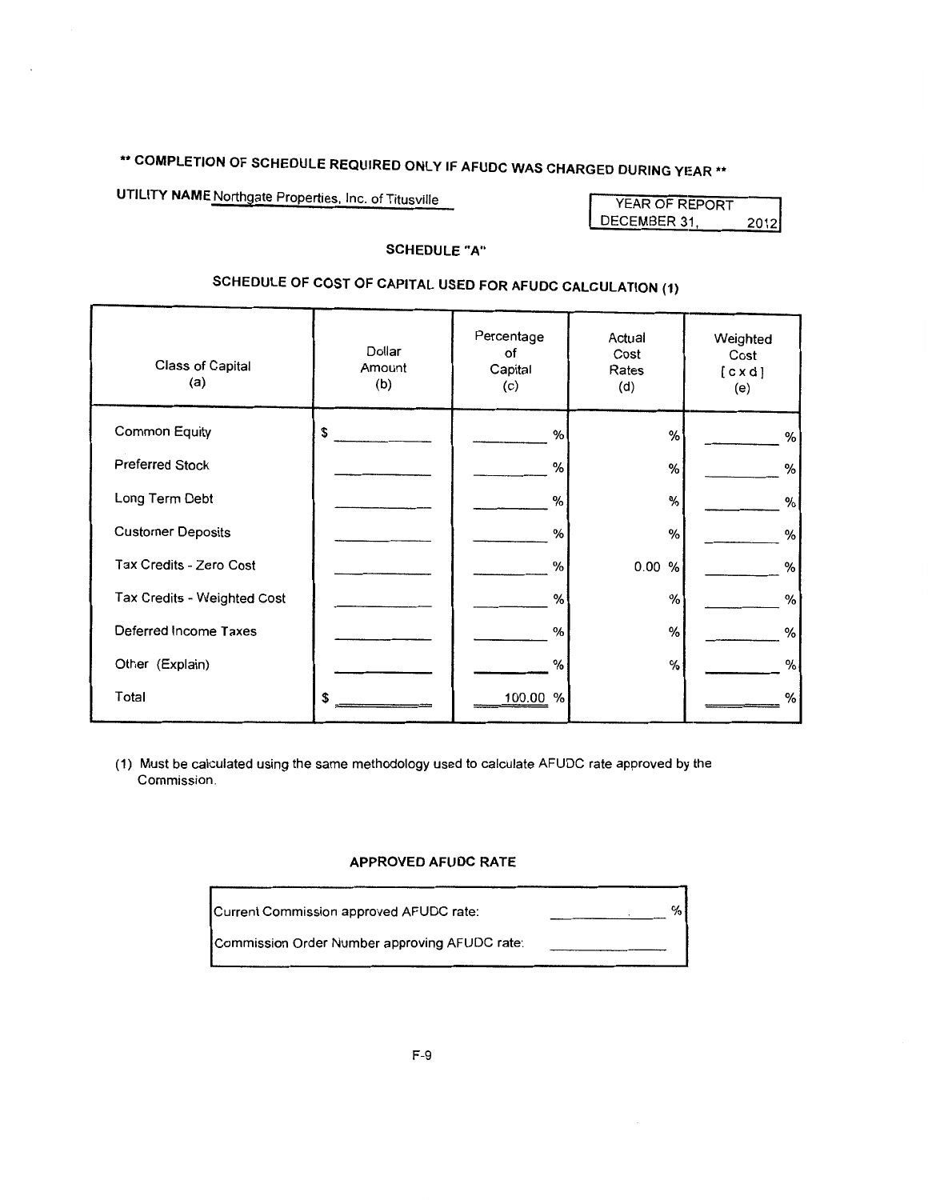**\*\* COMPLETION OF SCHEDULE REQUIRED ONLY IF AFUDC WAS CHARGED DURING YEAR \*\***

**UTILITY NAME** Northgate Properties, Inc. of Titusville

| YEAR OF REPORT |
|---|
| DECEMBER 31, 2012 |

**SCHEDULE "A"**

## SCHEDULE OF COST OF CAPITAL USED FOR AFUDC CALCULATION (1)

| Class of Capital (a) | Dollar Amount (b) | Percentage of Capital (c) | Actual Cost Rates (d) | Weighted Cost [ c x d ] (e) |
|---|---|---|---|---|
| Common Equity | $ ______ | ______ % | % | ______ % |
| Preferred Stock | ______ | ______ % | % | ______ % |
| Long Term Debt | ______ | ______ % | % | ______ % |
| Customer Deposits | ______ | ______ % | % | ______ % |
| Tax Credits - Zero Cost | ______ | ______ % | 0.00 % | ______ % |
| Tax Credits - Weighted Cost | ______ | ______ % | % | ______ % |
| Deferred Income Taxes | ______ | ______ % | % | ______ % |
| Other (Explain) | ______ | ______ % | % | ______ % |
| Total | $ ______ | 100.00 % | | ______ % |

(1) Must be calculated using the same methodology used to calculate AFUDC rate approved by the Commission.

**APPROVED AFUDC RATE**

| | |
|---|---|
| Current Commission approved AFUDC rate: | ______ % |
| Commission Order Number approving AFUDC rate: | ______ |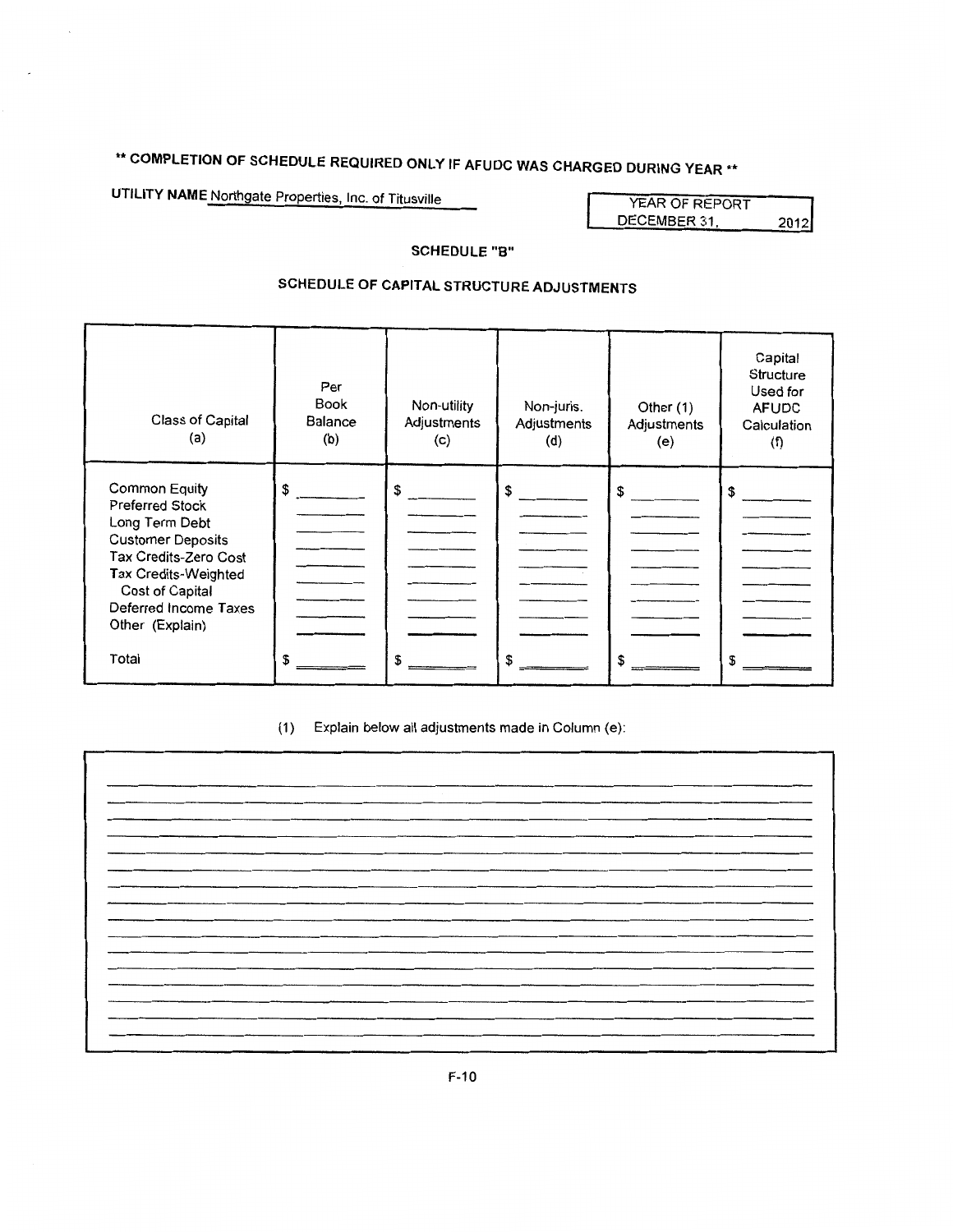** COMPLETION OF SCHEDULE REQUIRED ONLY IF AFUDC WAS CHARGED DURING YEAR **

UTILITY NAME Northgate Properties, Inc. of Titusville

YEAR OF REPORT DECEMBER 31, 2012

## SCHEDULE "B"

## SCHEDULE OF CAPITAL STRUCTURE ADJUSTMENTS

| Class of Capital (a) | Per Book Balance (b) | Non-utility Adjustments (c) | Non-juris. Adjustments (d) | Other (1) Adjustments (e) | Capital Structure Used for AFUDC Calculation (f) |
|---|---|---|---|---|---|
| Common Equity | $ | $ | $ | $ | $ |
| Preferred Stock | | | | | |
| Long Term Debt | | | | | |
| Customer Deposits | | | | | |
| Tax Credits-Zero Cost | | | | | |
| Tax Credits-Weighted Cost of Capital | | | | | |
| Deferred Income Taxes | | | | | |
| Other (Explain) | | | | | |
| Total | $ | $ | $ | $ | $ |

(1) Explain below all adjustments made in Column (e):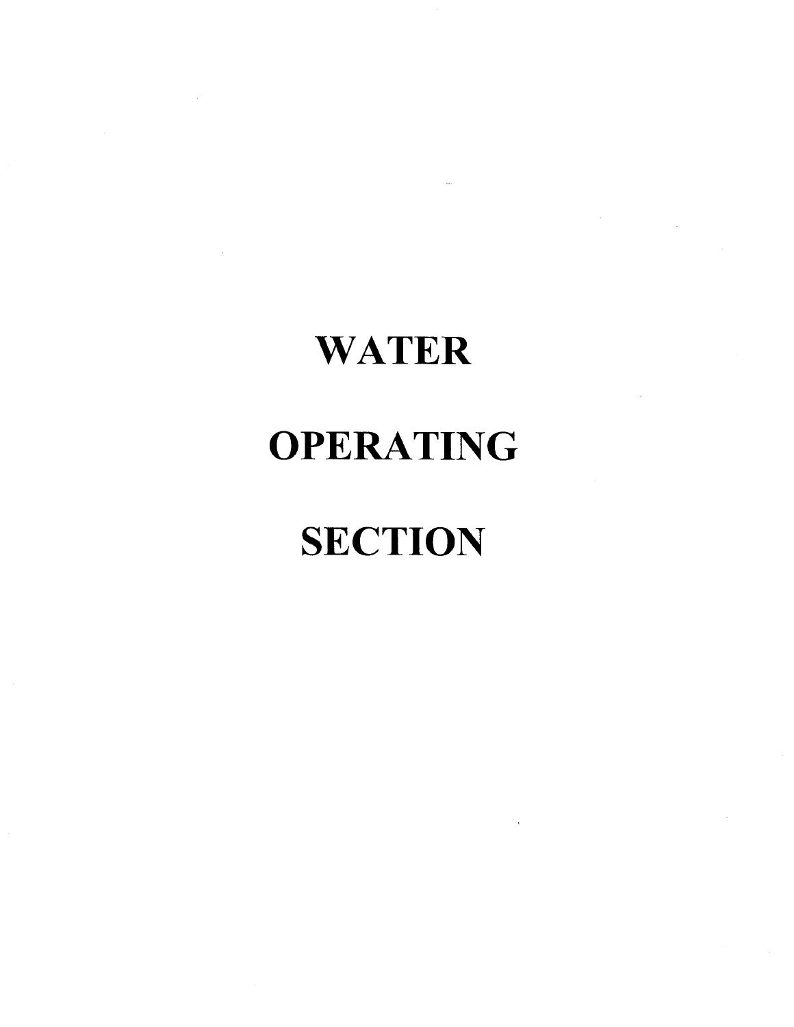# WATER

# OPERATING

# SECTION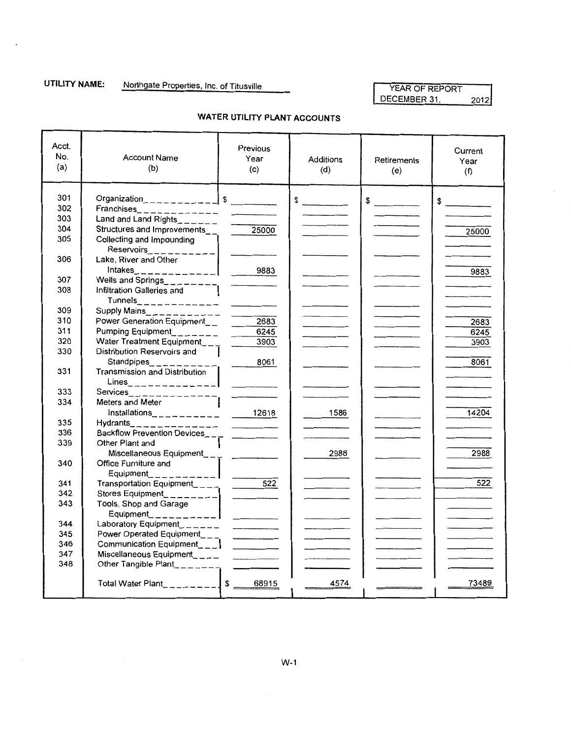**UTILITY NAME:** Northgate Properties, Inc. of Titusville

| YEAR OF REPORT |
|---|
| DECEMBER 31, 2012 |

## WATER UTILITY PLANT ACCOUNTS

| Acct. No. (a) | Account Name (b) | Previous Year (c) | Additions (d) | Retirements (e) | Current Year (f) |
|---|---|---|---|---|---|
| 301 | Organization | $ | $ | $ | $ |
| 302 | Franchises | | | | |
| 303 | Land and Land Rights | | | | |
| 304 | Structures and Improvements | 25000 | | | 25000 |
| 305 | Collecting and Impounding Reservoirs | | | | |
| 306 | Lake, River and Other Intakes | 9883 | | | 9883 |
| 307 | Wells and Springs | | | | |
| 308 | Infiltration Galleries and Tunnels | | | | |
| 309 | Supply Mains | | | | |
| 310 | Power Generation Equipment | 2683 | | | 2683 |
| 311 | Pumping Equipment | 6245 | | | 6245 |
| 320 | Water Treatment Equipment | 3903 | | | 3903 |
| 330 | Distribution Reservoirs and Standpipes | 8061 | | | 8061 |
| 331 | Transmission and Distribution Lines | | | | |
| 333 | Services | | | | |
| 334 | Meters and Meter Installations | 12618 | 1586 | | 14204 |
| 335 | Hydrants | | | | |
| 336 | Backflow Prevention Devices | | | | |
| 339 | Other Plant and Miscellaneous Equipment | | 2988 | | 2988 |
| 340 | Office Furniture and Equipment | | | | |
| 341 | Transportation Equipment | 522 | | | 522 |
| 342 | Stores Equipment | | | | |
| 343 | Tools, Shop and Garage Equipment | | | | |
| 344 | Laboratory Equipment | | | | |
| 345 | Power Operated Equipment | | | | |
| 346 | Communication Equipment | | | | |
| 347 | Miscellaneous Equipment | | | | |
| 348 | Other Tangible Plant | | | | |
| | Total Water Plant | $ 68915 | 4574 | | 73489 |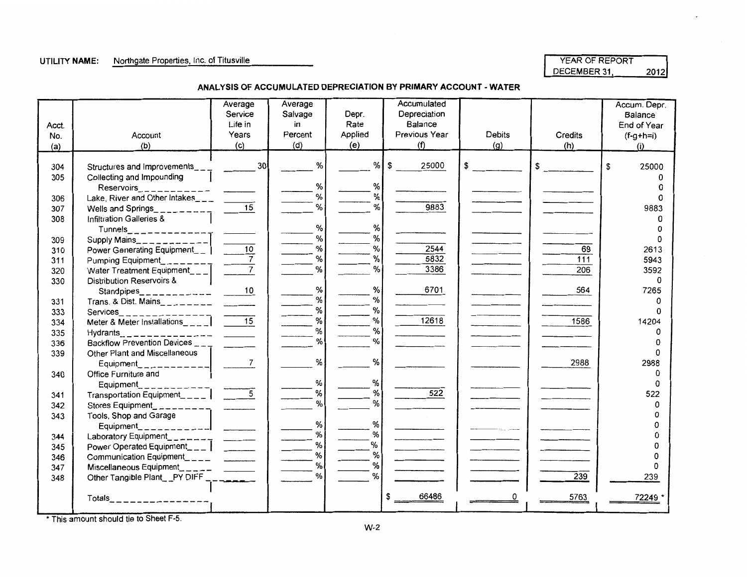**UTILITY NAME:** Northgate Properties, Inc. of Titusville

| YEAR OF REPORT |
| --- |
| DECEMBER 31, 2012 |

## ANALYSIS OF ACCUMULATED DEPRECIATION BY PRIMARY ACCOUNT - WATER

| Acct. No. (a) | Account (b) | Average Service Life in Years (c) | Average Salvage in Percent (d) | Depr. Rate Applied (e) | Accumulated Depreciation Balance Previous Year (f) | Debits (g) | Credits (h) | Accum. Depr. Balance End of Year (f-g+h=i) (i) |
| --- | --- | --- | --- | --- | --- | --- | --- | --- |
| 304 | Structures and Improvements | 30 | % | % | $ 25000 | $ | $ | $ 25000 |
| 305 | Collecting and Impounding Reservoirs | | % | % | | | | 0 |
| 306 | Lake, River and Other Intakes | | % | % | | | | 0 |
| 307 | Wells and Springs | 15 | % | % | 9883 | | | 9883 |
| 308 | Infiltration Galleries & Tunnels | | % | % | | | | 0 |
| 309 | Supply Mains | | % | % | | | | 0 |
| 310 | Power Generating Equipment | 10 | % | % | 2544 | | 69 | 2613 |
| 311 | Pumping Equipment | 7 | % | % | 5832 | | 111 | 5943 |
| 320 | Water Treatment Equipment | 7 | % | % | 3386 | | 206 | 3592 |
| 330 | Distribution Reservoirs & Standpipes | 10 | % | % | 6701 | | 564 | 7265 |
| 331 | Trans. & Dist. Mains | | % | % | | | | 0 |
| 333 | Services | | % | % | | | | 0 |
| 334 | Meter & Meter Installations | 15 | % | % | 12618 | | 1586 | 14204 |
| 335 | Hydrants | | % | % | | | | 0 |
| 336 | Backflow Prevention Devices | | % | % | | | | 0 |
| 339 | Other Plant and Miscellaneous Equipment | 7 | % | % | | | 2988 | 2988 |
| 340 | Office Furniture and Equipment | | % | % | | | | 0 |
| 341 | Transportation Equipment | 5 | % | % | 522 | | | 522 |
| 342 | Stores Equipment | | % | % | | | | 0 |
| 343 | Tools, Shop and Garage Equipment | | % | % | | | | 0 |
| 344 | Laboratory Equipment | | % | % | | | | 0 |
| 345 | Power Operated Equipment | | % | % | | | | 0 |
| 346 | Communication Equipment | | % | % | | | | 0 |
| 347 | Miscellaneous Equipment | | % | % | | | | 0 |
| 348 | Other Tangible Plant PY DIFF | | % | % | | | 239 | 239 |
| | Totals | | | | $ 66486 | 0 | 5763 | 72249 * |

* This amount should tie to Sheet F-5.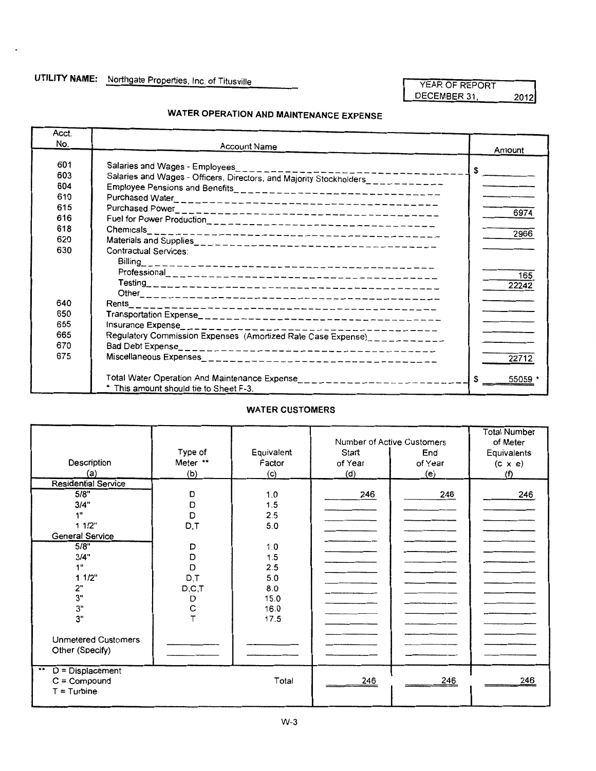**UTILITY NAME:** Northgate Properties, Inc. of Titusville

| YEAR OF REPORT |
|---|
| DECEMBER 31, 2012 |

## WATER OPERATION AND MAINTENANCE EXPENSE

| Acct. No. | Account Name | Amount |
|---|---|---|
| 601 | Salaries and Wages - Employees | $ |
| 603 | Salaries and Wages - Officers, Directors, and Majority Stockholders | |
| 604 | Employee Pensions and Benefits | |
| 610 | Purchased Water | |
| 615 | Purchased Power | 6974 |
| 616 | Fuel for Power Production | |
| 618 | Chemicals | 2966 |
| 620 | Materials and Supplies | |
| 630 | Contractual Services: | |
| | Billing | |
| | Professional | 165 |
| | Testing | 22242 |
| | Other | |
| 640 | Rents | |
| 650 | Transportation Expense | |
| 655 | Insurance Expense | |
| 665 | Regulatory Commission Expenses (Amortized Rate Case Expense) | |
| 670 | Bad Debt Expense | |
| 675 | Miscellaneous Expenses | 22712 |
| | Total Water Operation And Maintenance Expense | $ 55059 * |
| | * This amount should tie to Sheet F-3. | |

## WATER CUSTOMERS

| Description (a) | Type of Meter ** (b) | Equivalent Factor (c) | Number of Active Customers Start of Year (d) | Number of Active Customers End of Year (e) | Total Number of Meter Equivalents (c x e) (f) |
|---|---|---|---|---|---|
| **Residential Service** | | | | | |
| 5/8" | D | 1.0 | 246 | 246 | 246 |
| 3/4" | D | 1.5 | | | |
| 1" | D | 2.5 | | | |
| 1 1/2" | D,T | 5.0 | | | |
| **General Service** | | | | | |
| 5/8" | D | 1.0 | | | |
| 3/4" | D | 1.5 | | | |
| 1" | D | 2.5 | | | |
| 1 1/2" | D,T | 5.0 | | | |
| 2" | D,C,T | 8.0 | | | |
| 3" | D | 15.0 | | | |
| 3" | C | 16.0 | | | |
| 3" | T | 17.5 | | | |
| Unmetered Customers | | | | | |
| Other (Specify) | | | | | |
| | | Total | 246 | 246 | 246 |

** D = Displacement
C = Compound
T = Turbine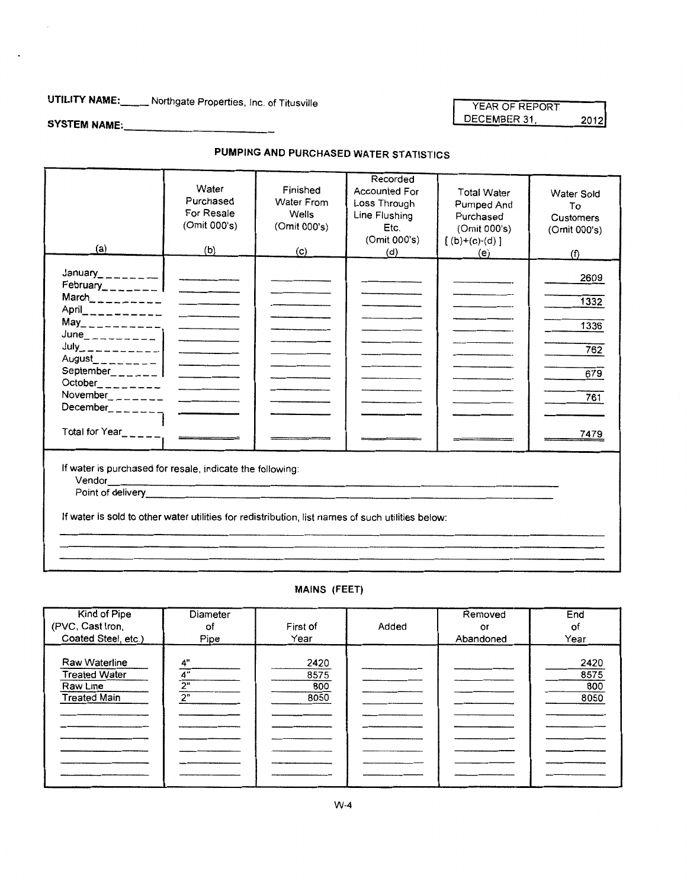**UTILITY NAME:** Northgate Properties, Inc. of Titusville

**SYSTEM NAME:** ______________________

| YEAR OF REPORT | |
|---|---|
| DECEMBER 31, | 2012 |

## PUMPING AND PURCHASED WATER STATISTICS

| (a) | Water Purchased For Resale (Omit 000's) (b) | Finished Water From Wells (Omit 000's) (c) | Recorded Accounted For Loss Through Line Flushing Etc. (Omit 000's) (d) | Total Water Pumped And Purchased (Omit 000's) [ (b)+(c)-(d) ] (e) | Water Sold To Customers (Omit 000's) (f) |
|---|---|---|---|---|---|
| January | | | | | 2609 |
| February | | | | | |
| March | | | | | 1332 |
| April | | | | | |
| May | | | | | 1336 |
| June | | | | | |
| July | | | | | 762 |
| August | | | | | |
| September | | | | | 679 |
| October | | | | | |
| November | | | | | 761 |
| December | | | | | |
| Total for Year | | | | | 7479 |

If water is purchased for resale, indicate the following:
Vendor ______________________
Point of delivery ______________________

If water is sold to other water utilities for redistribution, list names of such utilities below:

______________________

## MAINS (FEET)

| Kind of Pipe (PVC, Cast Iron, Coated Steel, etc.) | Diameter of Pipe | First of Year | Added | Removed or Abandoned | End of Year |
|---|---|---|---|---|---|
| Raw Waterline | 4" | 2420 | | | 2420 |
| Treated Water | 4" | 8575 | | | 8575 |
| Raw Line | 2" | 800 | | | 800 |
| Treated Main | 2" | 8050 | | | 8050 |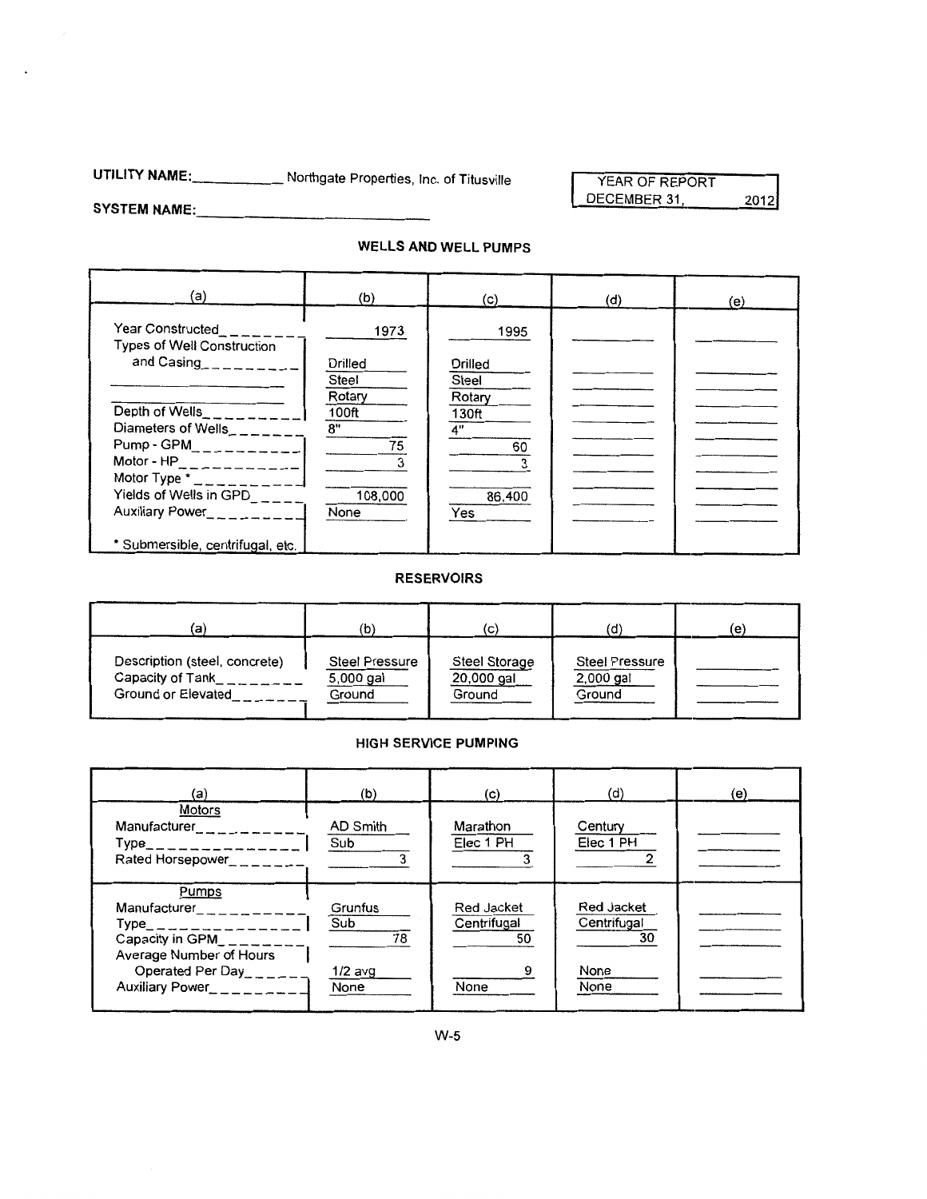**UTILITY NAME:** Northgate Properties, Inc. of Titusville

**SYSTEM NAME:**

| YEAR OF REPORT |
|---|
| DECEMBER 31, 2012 |

## WELLS AND WELL PUMPS

| (a) | (b) | (c) | (d) | (e) |
|---|---|---|---|---|
| Year Constructed | 1973 | 1995 | | |
| Types of Well Construction and Casing | Drilled<br>Steel<br>Rotary | Drilled<br>Steel<br>Rotary | | |
| Depth of Wells | 100ft | 130ft | | |
| Diameters of Wells | 8" | 4" | | |
| Pump - GPM | 75 | 60 | | |
| Motor - HP | 3 | 3 | | |
| Motor Type * | | | | |
| Yields of Wells in GPD | 108,000 | 86,400 | | |
| Auxiliary Power | None | Yes | | |
| * Submersible, centrifugal, etc. | | | | |

## RESERVOIRS

| (a) | (b) | (c) | (d) | (e) |
|---|---|---|---|---|
| Description (steel, concrete) | Steel Pressure | Steel Storage | Steel Pressure | |
| Capacity of Tank | 5,000 gal | 20,000 gal | 2,000 gal | |
| Ground or Elevated | Ground | Ground | Ground | |

## HIGH SERVICE PUMPING

| (a) | (b) | (c) | (d) | (e) |
|---|---|---|---|---|
| **Motors** | | | | |
| Manufacturer | AD Smith | Marathon | Century | |
| Type | Sub | Elec 1 PH | Elec 1 PH | |
| Rated Horsepower | 3 | 3 | 2 | |
| **Pumps** | | | | |
| Manufacturer | Grunfus | Red Jacket | Red Jacket | |
| Type | Sub | Centrifugal | Centrifugal | |
| Capacity in GPM | 78 | 50 | 30 | |
| Average Number of Hours Operated Per Day | 1/2 avg | 9 | None | |
| Auxiliary Power | None | None | None | |

W-5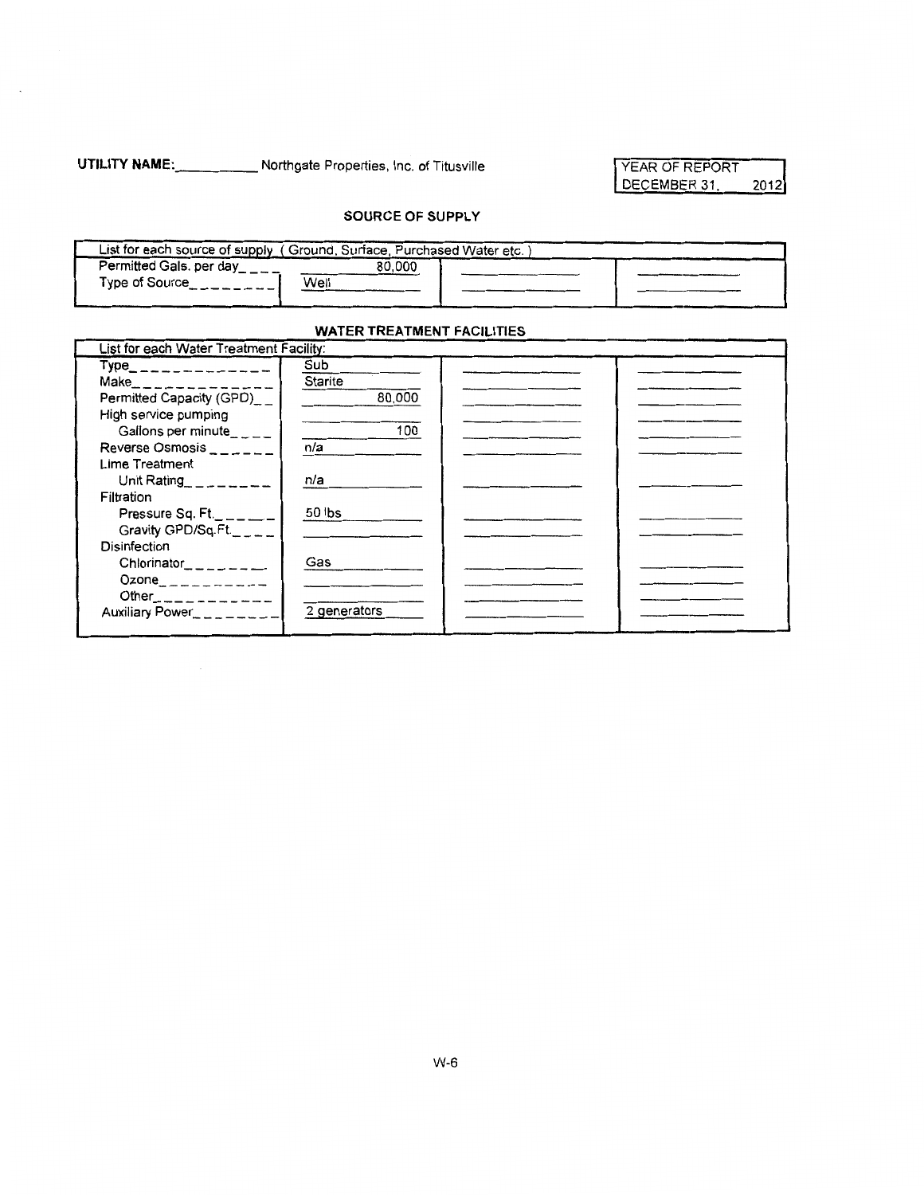**UTILITY NAME:** Northgate Properties, Inc. of Titusville

| YEAR OF REPORT |
| --- |
| DECEMBER 31, 2012 |

## SOURCE OF SUPPLY

| List for each source of supply ( Ground, Surface, Purchased Water etc. ) | | | |
| --- | --- | --- | --- |
| Permitted Gals. per day | 80,000 | | |
| Type of Source | Well | | |

## WATER TREATMENT FACILITIES

| List for each Water Treatment Facility: | | | |
| --- | --- | --- | --- |
| Type | Sub | | |
| Make | Starite | | |
| Permitted Capacity (GPD) | 80,000 | | |
| High service pumping | | | |
| Gallons per minute | 100 | | |
| Reverse Osmosis | n/a | | |
| Lime Treatment | | | |
| Unit Rating | n/a | | |
| Filtration | | | |
| Pressure Sq. Ft. | 50 lbs | | |
| Gravity GPD/Sq.Ft. | | | |
| Disinfection | | | |
| Chlorinator | Gas | | |
| Ozone | | | |
| Other | | | |
| Auxiliary Power | 2 generators | | |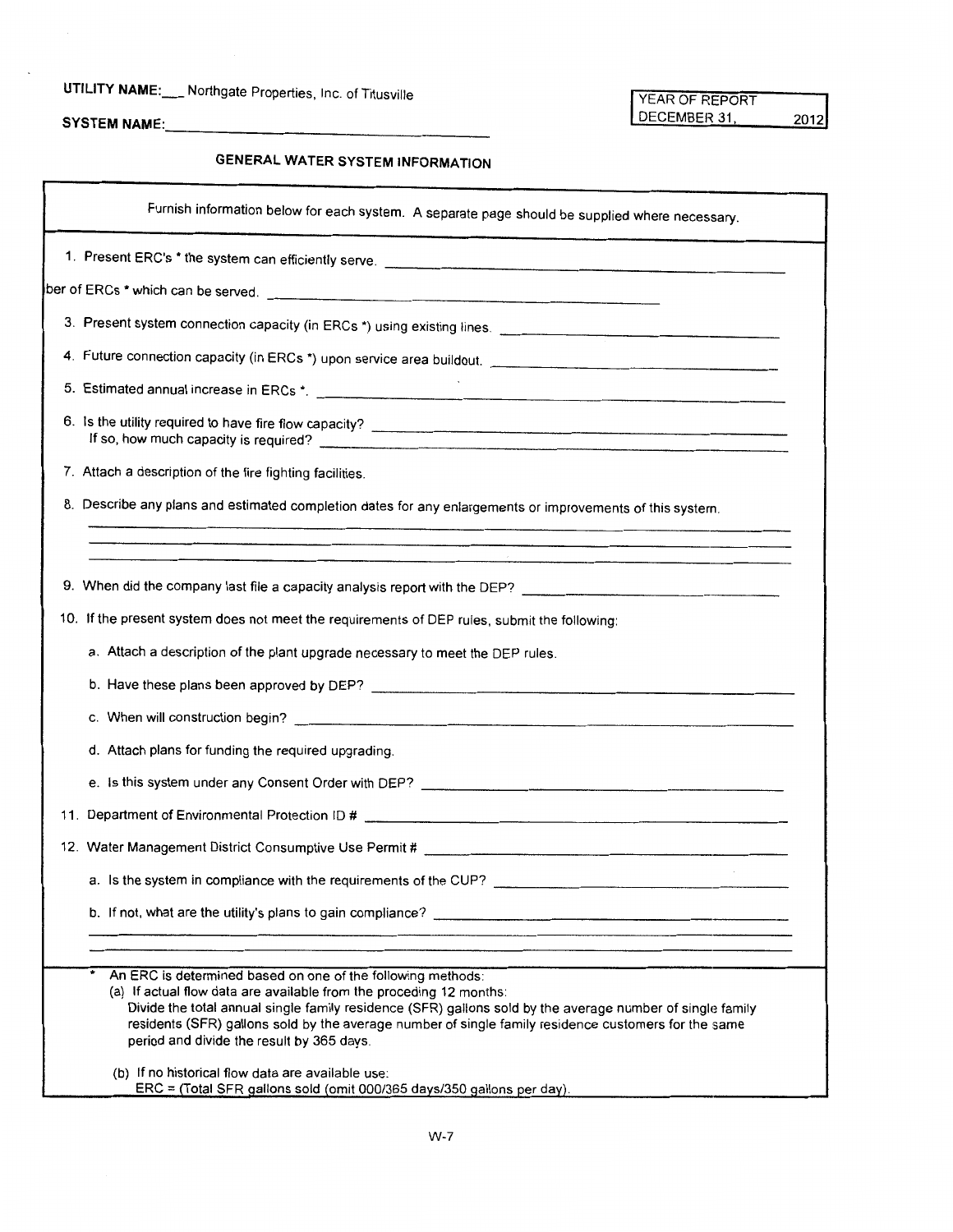**UTILITY NAME:** ___ Northgate Properties, Inc. of Titusville

**SYSTEM NAME:** ______________________

| YEAR OF REPORT | |
|---|---|
| DECEMBER 31, | 2012 |

## GENERAL WATER SYSTEM INFORMATION

Furnish information below for each system. A separate page should be supplied where necessary.

1. Present ERC's * the system can efficiently serve. ______________________

ber of ERCs * which can be served. ______________________

3. Present system connection capacity (in ERCs *) using existing lines. ______________________

4. Future connection capacity (in ERCs *) upon service area buildout. ______________________

5. Estimated annual increase in ERCs *. ______________________

6. Is the utility required to have fire flow capacity? ______________________
   If so, how much capacity is required? ______________________

7. Attach a description of the fire fighting facilities.

8. Describe any plans and estimated completion dates for any enlargements or improvements of this system.
   ______________________

9. When did the company last file a capacity analysis report with the DEP? ______________________

10. If the present system does not meet the requirements of DEP rules, submit the following:

    a. Attach a description of the plant upgrade necessary to meet the DEP rules.

    b. Have these plans been approved by DEP? ______________________

    c. When will construction begin? ______________________

    d. Attach plans for funding the required upgrading.

    e. Is this system under any Consent Order with DEP? ______________________

11. Department of Environmental Protection ID # ______________________

12. Water Management District Consumptive Use Permit # ______________________

    a. Is the system in compliance with the requirements of the CUP? ______________________

    b. If not, what are the utility's plans to gain compliance? ______________________

\* An ERC is determined based on one of the following methods:

(a) If actual flow data are available from the proceding 12 months:
Divide the total annual single family residence (SFR) gallons sold by the average number of single family residents (SFR) gallons sold by the average number of single family residence customers for the same period and divide the result by 365 days.

(b) If no historical flow data are available use:
ERC = (Total SFR gallons sold (omit 000/365 days/350 gallons per day).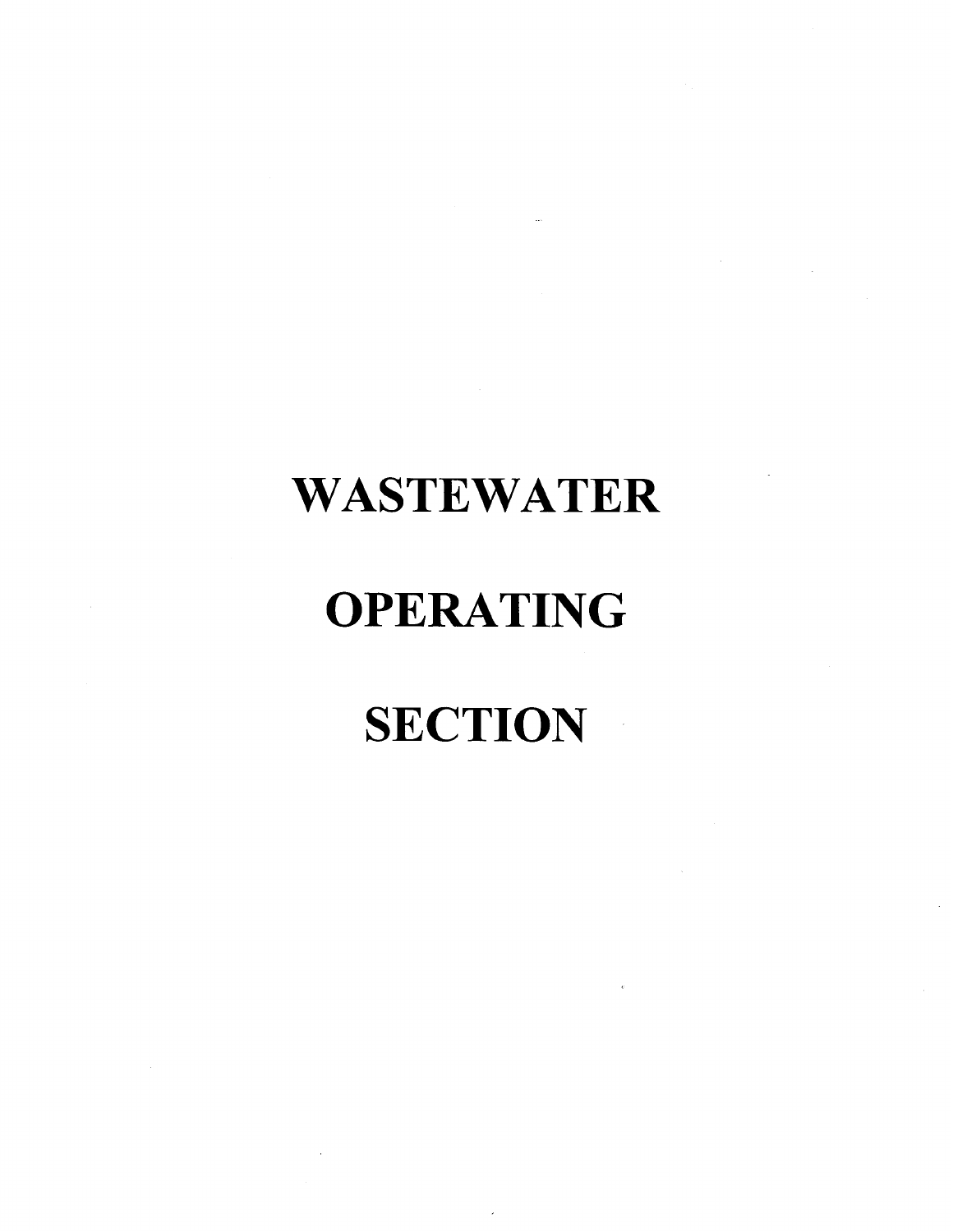# WASTEWATER

# OPERATING

# SECTION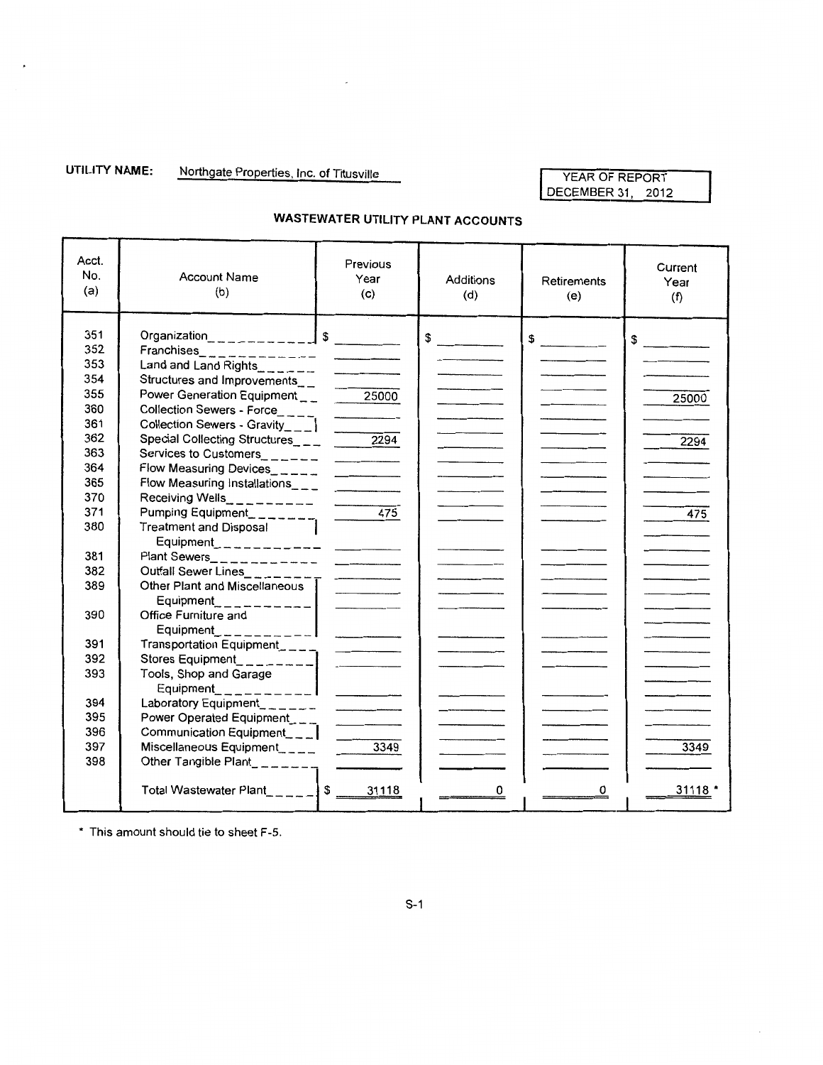**UTILITY NAME:** Northgate Properties, Inc. of Titusville

YEAR OF REPORT
DECEMBER 31, 2012

## WASTEWATER UTILITY PLANT ACCOUNTS

| Acct. No. (a) | Account Name (b) | Previous Year (c) | Additions (d) | Retirements (e) | Current Year (f) |
|---|---|---|---|---|---|
| 351 | Organization | $ | $ | $ | $ |
| 352 | Franchises | | | | |
| 353 | Land and Land Rights | | | | |
| 354 | Structures and Improvements | | | | |
| 355 | Power Generation Equipment | 25000 | | | 25000 |
| 360 | Collection Sewers - Force | | | | |
| 361 | Collection Sewers - Gravity | | | | |
| 362 | Special Collecting Structures | 2294 | | | 2294 |
| 363 | Services to Customers | | | | |
| 364 | Flow Measuring Devices | | | | |
| 365 | Flow Measuring Installations | | | | |
| 370 | Receiving Wells | | | | |
| 371 | Pumping Equipment | 475 | | | 475 |
| 380 | Treatment and Disposal Equipment | | | | |
| 381 | Plant Sewers | | | | |
| 382 | Outfall Sewer Lines | | | | |
| 389 | Other Plant and Miscellaneous Equipment | | | | |
| 390 | Office Furniture and Equipment | | | | |
| 391 | Transportation Equipment | | | | |
| 392 | Stores Equipment | | | | |
| 393 | Tools, Shop and Garage Equipment | | | | |
| 394 | Laboratory Equipment | | | | |
| 395 | Power Operated Equipment | | | | |
| 396 | Communication Equipment | | | | |
| 397 | Miscellaneous Equipment | 3349 | | | 3349 |
| 398 | Other Tangible Plant | | | | |
| | Total Wastewater Plant | $ 31118 | 0 | 0 | 31118 * |

* This amount should tie to sheet F-5.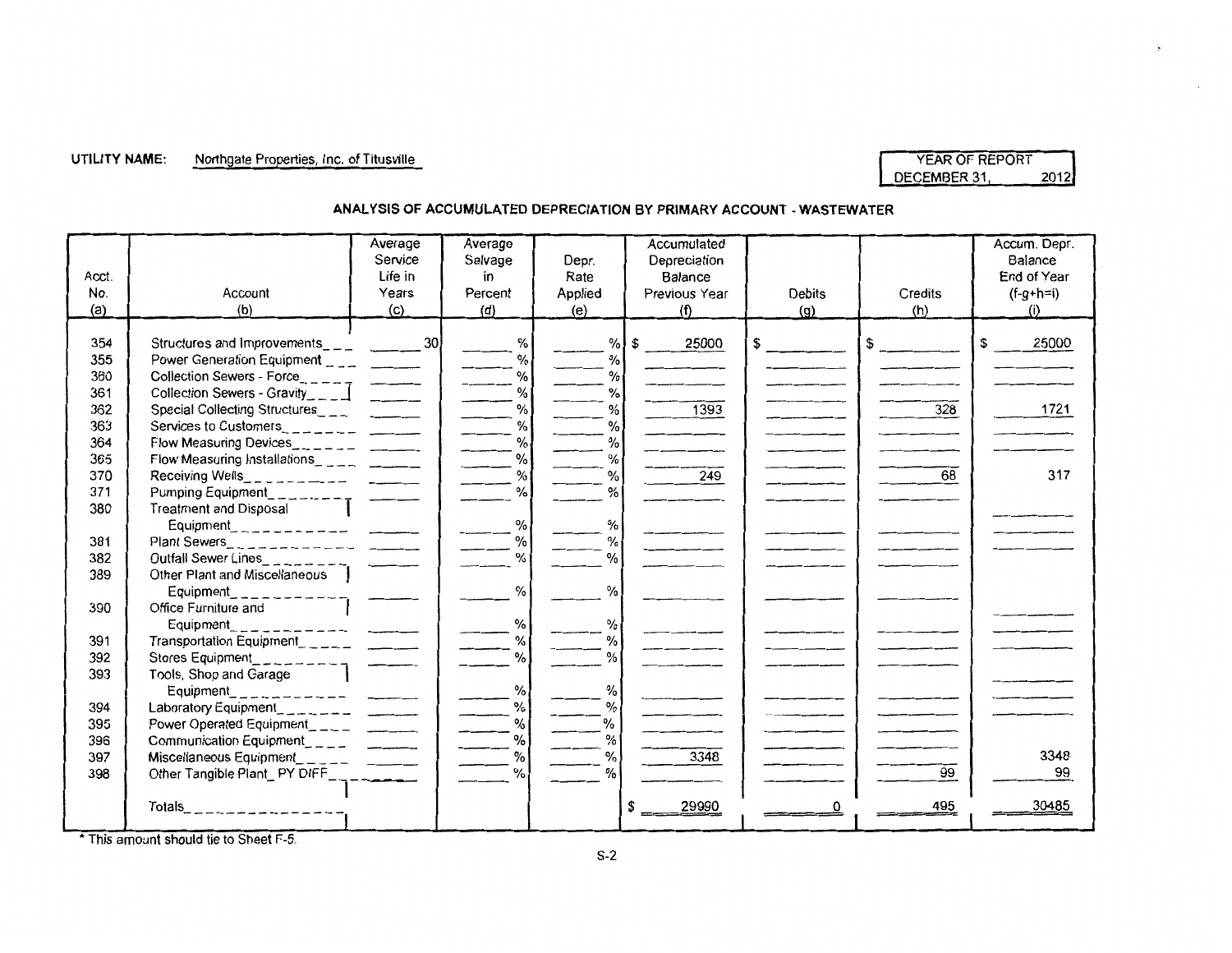**UTILITY NAME:** Northgate Properties, Inc. of Titusville

| YEAR OF REPORT |
|---|
| DECEMBER 31, 2012 |

## ANALYSIS OF ACCUMULATED DEPRECIATION BY PRIMARY ACCOUNT - WASTEWATER

| Acct. No. (a) | Account (b) | Average Service Life in Years (c) | Average Salvage in Percent (d) | Depr. Rate Applied (e) | Accumulated Depreciation Balance Previous Year (f) | Debits (g) | Credits (h) | Accum. Depr. Balance End of Year (f-g+h=i) (i) |
|---|---|---|---|---|---|---|---|---|
| 354 | Structures and Improvements | 30 | % | % | $ 25000 | $ | $ | $ 25000 |
| 355 | Power Generation Equipment | | % | % | | | | |
| 360 | Collection Sewers - Force | | % | % | | | | |
| 361 | Collection Sewers - Gravity | | % | % | | | | |
| 362 | Special Collecting Structures | | % | % | 1393 | | 328 | 1721 |
| 363 | Services to Customers | | % | % | | | | |
| 364 | Flow Measuring Devices | | % | % | | | | |
| 365 | Flow Measuring Installations | | % | % | | | | |
| 370 | Receiving Wells | | % | % | 249 | | 68 | 317 |
| 371 | Pumping Equipment | | % | % | | | | |
| 380 | Treatment and Disposal Equipment | | % | % | | | | |
| 381 | Plant Sewers | | % | % | | | | |
| 382 | Outfall Sewer Lines | | % | % | | | | |
| 389 | Other Plant and Miscellaneous Equipment | | % | % | | | | |
| 390 | Office Furniture and Equipment | | % | % | | | | |
| 391 | Transportation Equipment | | % | % | | | | |
| 392 | Stores Equipment | | % | % | | | | |
| 393 | Tools, Shop and Garage Equipment | | % | % | | | | |
| 394 | Laboratory Equipment | | % | % | | | | |
| 395 | Power Operated Equipment | | % | % | | | | |
| 396 | Communication Equipment | | % | % | | | | |
| 397 | Miscellaneous Equipment | | % | % | 3348 | | | 3348 |
| 398 | Other Tangible Plant_ PY DIFF | | % | % | | | 99 | 99 |
| | Totals | | | | $ 29990 | 0 | 495 | 30485 |

\* This amount should tie to Sheet F-5.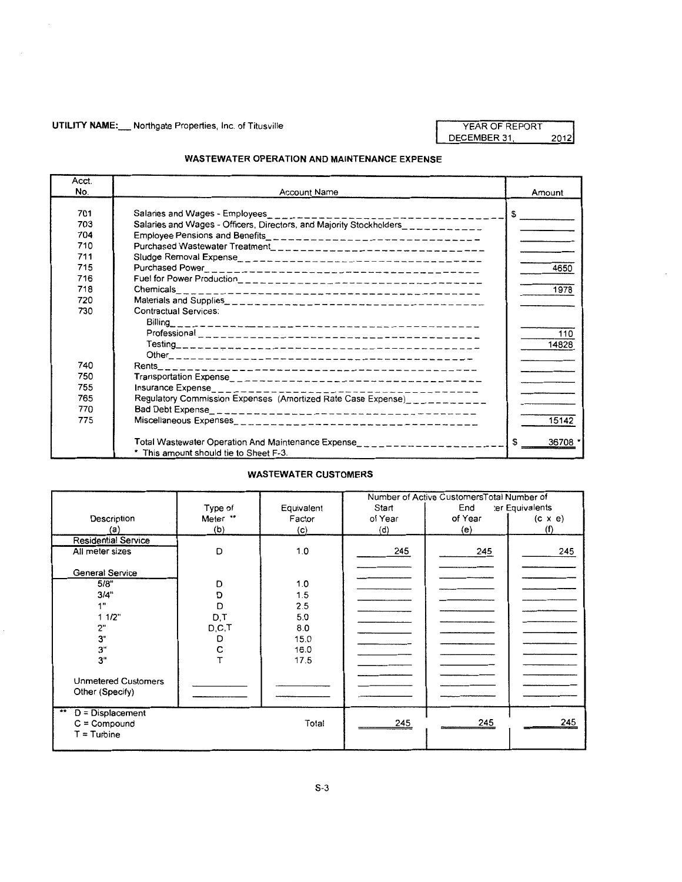**UTILITY NAME:** Northgate Properties, Inc. of Titusville

| YEAR OF REPORT |
|---|
| DECEMBER 31, 2012 |

## WASTEWATER OPERATION AND MAINTENANCE EXPENSE

| Acct. No. | Account Name | Amount |
|---|---|---|
| 701 | Salaries and Wages - Employees | $ |
| 703 | Salaries and Wages - Officers, Directors, and Majority Stockholders | |
| 704 | Employee Pensions and Benefits | |
| 710 | Purchased Wastewater Treatment | |
| 711 | Sludge Removal Expense | |
| 715 | Purchased Power | 4650 |
| 716 | Fuel for Power Production | |
| 718 | Chemicals | 1978 |
| 720 | Materials and Supplies | |
| 730 | Contractual Services: | |
| | Billing | |
| | Professional | 110 |
| | Testing | 14828 |
| | Other | |
| 740 | Rents | |
| 750 | Transportation Expense | |
| 755 | Insurance Expense | |
| 765 | Regulatory Commission Expenses (Amortized Rate Case Expense) | |
| 770 | Bad Debt Expense | |
| 775 | Miscellaneous Expenses | 15142 |
| | Total Wastewater Operation And Maintenance Expense | $ 36708 * |
| | * This amount should tie to Sheet F-3. | |

## WASTEWATER CUSTOMERS

| Description (a) | Type of Meter ** (b) | Equivalent Factor (c) | Number of Active Customers Start of Year (d) | Number of Active Customers End of Year (e) | Total Number of Meter Equivalents (c x e) (f) |
|---|---|---|---|---|---|
| **Residential Service** | | | | | |
| All meter sizes | D | 1.0 | 245 | 245 | 245 |
| **General Service** | | | | | |
| 5/8" | D | 1.0 | | | |
| 3/4" | D | 1.5 | | | |
| 1" | D | 2.5 | | | |
| 1 1/2" | D,T | 5.0 | | | |
| 2" | D,C,T | 8.0 | | | |
| 3" | D | 15.0 | | | |
| 3" | C | 16.0 | | | |
| 3" | T | 17.5 | | | |
| Unmetered Customers | | | | | |
| Other (Specify) | | | | | |
| ** D = Displacement, C = Compound, T = Turbine | | Total | 245 | 245 | 245 |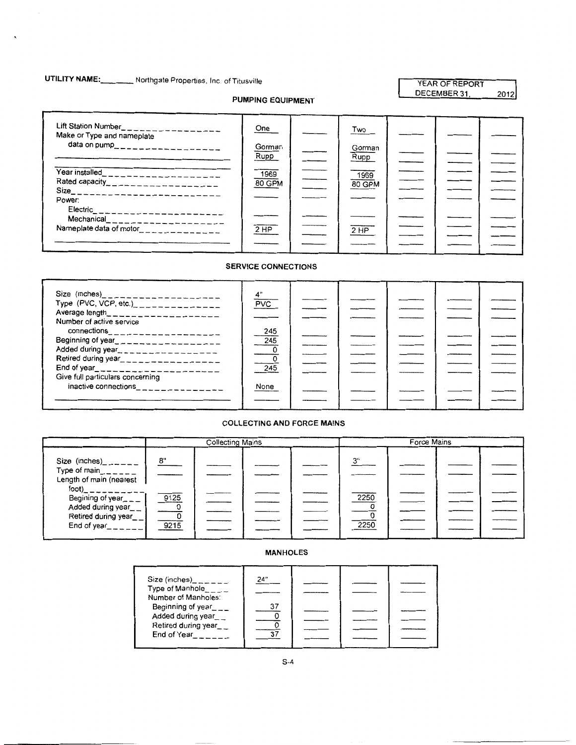**UTILITY NAME:** Northgate Properties, Inc. of Titusville

YEAR OF REPORT DECEMBER 31, 2012

## PUMPING EQUIPMENT

| | | | | | | |
|---|---|---|---|---|---|---|
| Lift Station Number | One | | Two | | | |
| Make or Type and nameplate data on pump | Gorman Rupp | | Gorman Rupp | | | |
| Year installed | 1969 | | 1969 | | | |
| Rated capacity | 80 GPM | | 80 GPM | | | |
| Size | | | | | | |
| Power: | | | | | | |
| Electric | | | | | | |
| Mechanical | | | | | | |
| Nameplate data of motor | 2 HP | | 2 HP | | | |

## SERVICE CONNECTIONS

| | | | | | | |
|---|---|---|---|---|---|---|
| Size (inches) | 4" | | | | | |
| Type (PVC, VCP, etc.) | PVC | | | | | |
| Average length | | | | | | |
| Number of active service connections | 245 | | | | | |
| Beginning of year | 245 | | | | | |
| Added during year | 0 | | | | | |
| Retired during year | 0 | | | | | |
| End of year | 245 | | | | | |
| Give full particulars concerning inactive connections | None | | | | | |

## COLLECTING AND FORCE MAINS

| | Collecting Mains | | | | Force Mains | | | |
|---|---|---|---|---|---|---|---|---|
| Size (inches) | 8" | | | | 3" | | | |
| Type of main | | | | | | | | |
| Length of main (nearest foot) | | | | | | | | |
| Begining of year | 9125 | | | | 2250 | | | |
| Added during year | 0 | | | | 0 | | | |
| Retired during year | 0 | | | | 0 | | | |
| End of year | 9215 | | | | 2250 | | | |

## MANHOLES

| | | | | |
|---|---|---|---|---|
| Size (inches) | 24" | | | |
| Type of Manhole | | | | |
| Number of Manholes: | | | | |
| Beginning of year | 37 | | | |
| Added during year | 0 | | | |
| Retired during year | 0 | | | |
| End of Year | 37 | | | |

S-4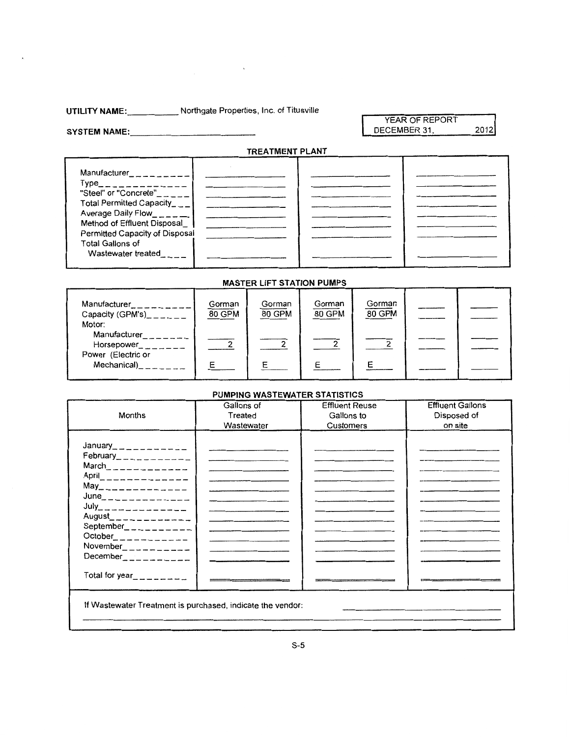**UTILITY NAME:** Northgate Properties, Inc. of Titusville

**SYSTEM NAME:**

| YEAR OF REPORT | |
|---|---|
| DECEMBER 31, | 2012 |

**TREATMENT PLANT**

| | | | |
|---|---|---|---|
| Manufacturer | | | |
| Type | | | |
| "Steel" or "Concrete" | | | |
| Total Permitted Capacity | | | |
| Average Daily Flow | | | |
| Method of Effluent Disposal | | | |
| Permitted Capacity of Disposal | | | |
| Total Gallons of Wastewater treated | | | |

**MASTER LIFT STATION PUMPS**

| | | | | | | |
|---|---|---|---|---|---|---|
| Manufacturer | Gorman | Gorman | Gorman | Gorman | | |
| Capacity (GPM's) | 80 GPM | 80 GPM | 80 GPM | 80 GPM | | |
| Motor: | | | | | | |
| Manufacturer | | | | | | |
| Horsepower | 2 | 2 | 2 | 2 | | |
| Power (Electric or Mechanical) | E | E | E | E | | |

**PUMPING WASTEWATER STATISTICS**

| Months | Gallons of Treated Wastewater | Effluent Reuse Gallons to Customers | Effluent Gallons Disposed of on site |
|---|---|---|---|
| January | | | |
| February | | | |
| March | | | |
| April | | | |
| May | | | |
| June | | | |
| July | | | |
| August | | | |
| September | | | |
| October | | | |
| November | | | |
| December | | | |
| Total for year | | | |

If Wastewater Treatment is purchased, indicate the vendor: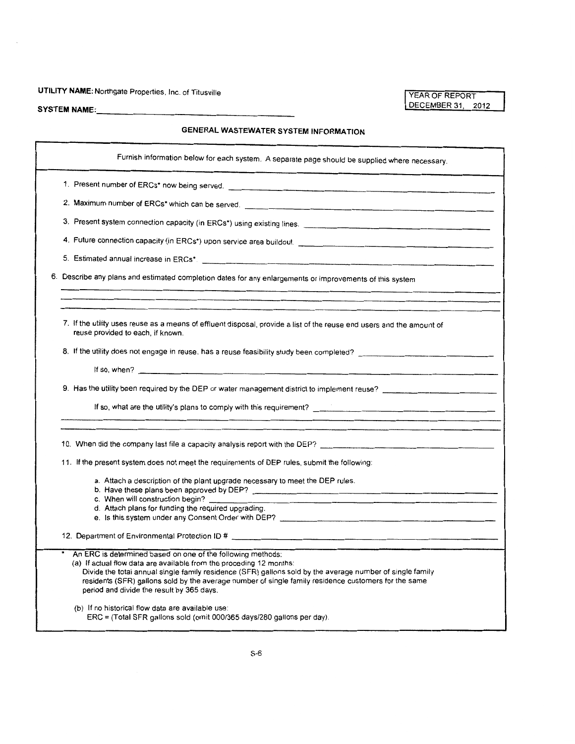**UTILITY NAME:** Northgate Properties, Inc. of Titusville

**SYSTEM NAME:** ______________________

| YEAR OF REPORT |
|---|
| DECEMBER 31, 2012 |

## GENERAL WASTEWATER SYSTEM INFORMATION

Furnish information below for each system. A separate page should be supplied where necessary.

1. Present number of ERCs* now being served. ______________________

2. Maximum number of ERCs* which can be served. ______________________

3. Present system connection capacity (in ERCs*) using existing lines. ______________________

4. Future connection capacity (in ERCs*) upon service area buildout. ______________________

5. Estimated annual increase in ERCs*. ______________________

6. Describe any plans and estimated completion dates for any enlargements or improvements of this system ______________________

7. If the utility uses reuse as a means of effluent disposal, provide a list of the reuse end users and the amount of reuse provided to each, if known.

8. If the utility does not engage in reuse, has a reuse feasibility study been completed? ______________________

   If so, when? ______________________

9. Has the utility been required by the DEP or water management district to implement reuse? ______________________

   If so, what are the utility's plans to comply with this requirement? ______________________

10. When did the company last file a capacity analysis report with the DEP? ______________________

11. If the present system does not meet the requirements of DEP rules, submit the following:

    a. Attach a description of the plant upgrade necessary to meet the DEP rules.
    b. Have these plans been approved by DEP? ______________________
    c. When will construction begin? ______________________
    d. Attach plans for funding the required upgrading.
    e. Is this system under any Consent Order with DEP? ______________________

12. Department of Environmental Protection ID # ______________________

\* An ERC is determined based on one of the following methods:

(a) If actual flow data are available from the proceding 12 months:
Divide the total annual single family residence (SFR) gallons sold by the average number of single family residents (SFR) gallons sold by the average number of single family residence customers for the same period and divide the result by 365 days.

(b) If no historical flow data are available use:
ERC = (Total SFR gallons sold (omit 000/365 days/280 gallons per day).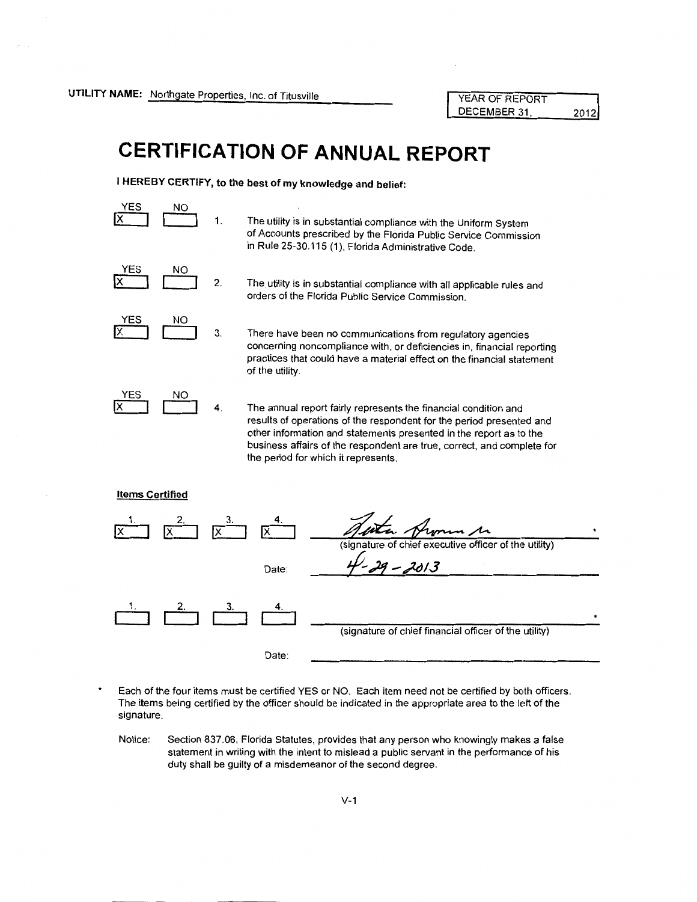UTILITY NAME: Northgate Properties, Inc. of Titusville

| YEAR OF REPORT | |
|---|---|
| DECEMBER 31, | 2012 |

# CERTIFICATION OF ANNUAL REPORT

**I HEREBY CERTIFY, to the best of my knowledge and belief:**

| YES | NO | | |
|---|---|---|---|
| X | | 1. | The utility is in substantial compliance with the Uniform System of Accounts prescribed by the Florida Public Service Commission in Rule 25-30.115 (1), Florida Administrative Code. |
| X | | 2. | The utility is in substantial compliance with all applicable rules and orders of the Florida Public Service Commission. |
| X | | 3. | There have been no communications from regulatory agencies concerning noncompliance with, or deficiencies in, financial reporting practices that could have a material effect on the financial statement of the utility. |
| X | | 4. | The annual report fairly represents the financial condition and results of operations of the respondent for the period presented and other information and statements presented in the report as to the business affairs of the respondent are true, correct, and complete for the period for which it represents. |

**Items Certified**

| 1. | 2. | 3. | 4. | |
|---|---|---|---|---|
| X | X | X | X | [signature] * (signature of chief executive officer of the utility) |
| | | | Date: | 4-29-2013 |

| 1. | 2. | 3. | 4. | |
|---|---|---|---|---|
| | | | | * (signature of chief financial officer of the utility) |
| | | | Date: | |

\* Each of the four items must be certified YES or NO. Each item need not be certified by both officers. The items being certified by the officer should be indicated in the appropriate area to the left of the signature.

Notice: Section 837.06, Florida Statutes, provides that any person who knowingly makes a false statement in writing with the intent to mislead a public servant in the performance of his duty shall be guilty of a misdemeanor of the second degree.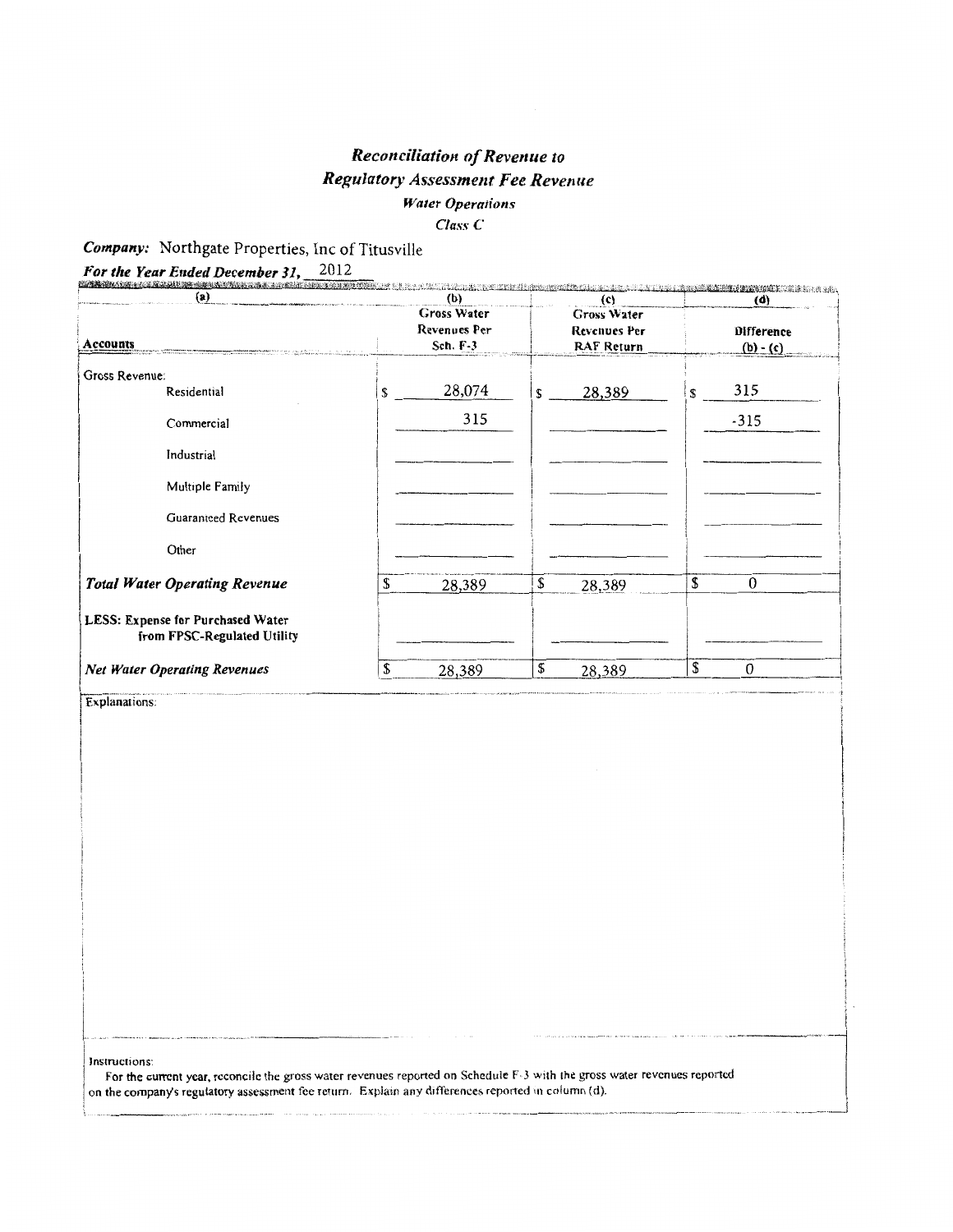# *Reconciliation of Revenue to Regulatory Assessment Fee Revenue*

### *Water Operations*

*Class C*

***Company:*** Northgate Properties, Inc of Titusville

***For the Year Ended December 31,*** 2012

| (a) Accounts | (b) Gross Water Revenues Per Sch. F-3 | (c) Gross Water Revenues Per RAF Return | (d) Difference (b) - (c) |
|---|---|---|---|
| Gross Revenue: | | | |
| Residential | $ 28,074 | $ 28,389 | $ 315 |
| Commercial | 315 | | -315 |
| Industrial | | | |
| Multiple Family | | | |
| Guaranteed Revenues | | | |
| Other | | | |
| ***Total Water Operating Revenue*** | $ 28,389 | $ 28,389 | $ 0 |
| **LESS: Expense for Purchased Water from FPSC-Regulated Utility** | | | |
| ***Net Water Operating Revenues*** | $ 28,389 | $ 28,389 | $ 0 |

Explanations:

Instructions:
For the current year, reconcile the gross water revenues reported on Schedule F-3 with the gross water revenues reported on the company's regulatory assessment fee return. Explain any differences reported in column (d).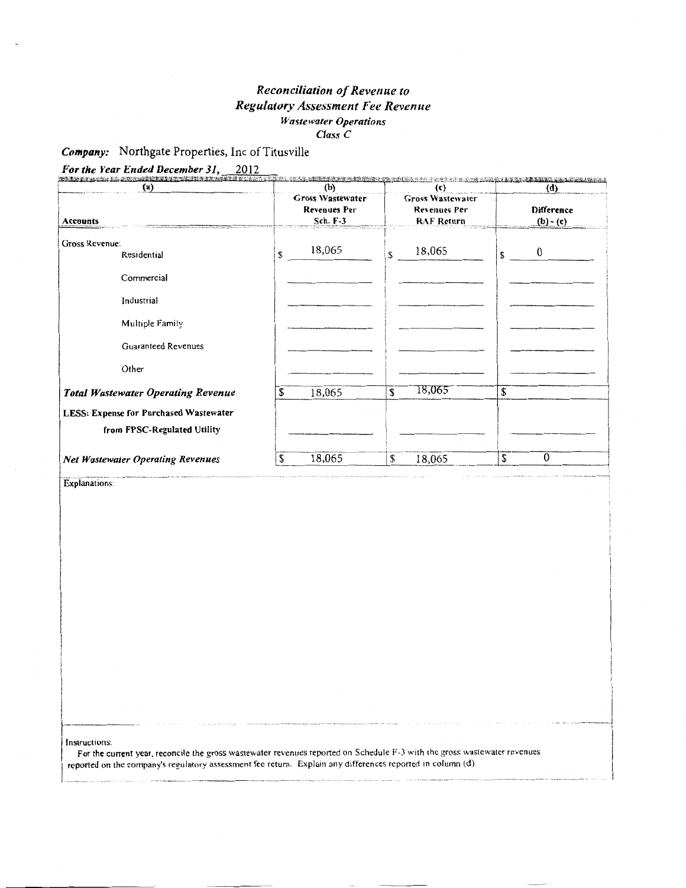# *Reconciliation of Revenue to Regulatory Assessment Fee Revenue*

***Wastewater Operations***

*Class C*

***Company:*** Northgate Properties, Inc of Titusville

***For the Year Ended December 31,*** 2012

| (a) Accounts | (b) Gross Wastewater Revenues Per Sch. F-3 | (c) Gross Wastewater Revenues Per RAF Return | (d) Difference (b) - (c) |
|---|---|---|---|
| Gross Revenue: | | | |
| Residential | $ 18,065 | $ 18,065 | $ 0 |
| Commercial | | | |
| Industrial | | | |
| Multiple Family | | | |
| Guaranteed Revenues | | | |
| Other | | | |
| ***Total Wastewater Operating Revenue*** | $ 18,065 | $ 18,065 | $ |
| **LESS: Expense for Purchased Wastewater from FPSC-Regulated Utility** | | | |
| ***Net Wastewater Operating Revenues*** | $ 18,065 | $ 18,065 | $ 0 |

Explanations:

Instructions:
For the current year, reconcile the gross wastewater revenues reported on Schedule F-3 with the gross wastewater revenues reported on the company's regulatory assessment fee return. Explain any differences reported in column (d).